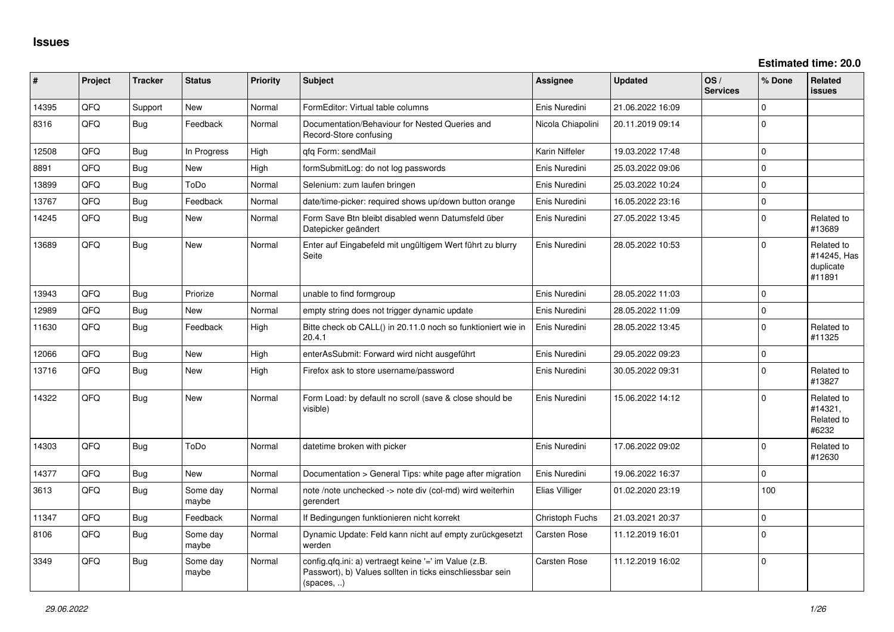# Issues

**Estimated time: 20.0**

| # | Project | Tracker | Status | Priority | Subject | Assignee | Updated | OS / Services | % Done | Related issues |
|---|---|---|---|---|---|---|---|---|---|---|
| 14395 | QFQ | Support | New | Normal | FormEditor: Virtual table columns | Enis Nuredini | 21.06.2022 16:09 | | 0 | |
| 8316 | QFQ | Bug | Feedback | Normal | Documentation/Behaviour for Nested Queries and Record-Store confusing | Nicola Chiapolini | 20.11.2019 09:14 | | 0 | |
| 12508 | QFQ | Bug | In Progress | High | qfq Form: sendMail | Karin Niffeler | 19.03.2022 17:48 | | 0 | |
| 8891 | QFQ | Bug | New | High | formSubmitLog: do not log passwords | Enis Nuredini | 25.03.2022 09:06 | | 0 | |
| 13899 | QFQ | Bug | ToDo | Normal | Selenium: zum laufen bringen | Enis Nuredini | 25.03.2022 10:24 | | 0 | |
| 13767 | QFQ | Bug | Feedback | Normal | date/time-picker: required shows up/down button orange | Enis Nuredini | 16.05.2022 23:16 | | 0 | |
| 14245 | QFQ | Bug | New | Normal | Form Save Btn bleibt disabled wenn Datumsfeld über Datepicker geändert | Enis Nuredini | 27.05.2022 13:45 | | 0 | Related to #13689 |
| 13689 | QFQ | Bug | New | Normal | Enter auf Eingabefeld mit ungültigem Wert führt zu blurry Seite | Enis Nuredini | 28.05.2022 10:53 | | 0 | Related to #14245, Has duplicate #11891 |
| 13943 | QFQ | Bug | Priorize | Normal | unable to find formgroup | Enis Nuredini | 28.05.2022 11:03 | | 0 | |
| 12989 | QFQ | Bug | New | Normal | empty string does not trigger dynamic update | Enis Nuredini | 28.05.2022 11:09 | | 0 | |
| 11630 | QFQ | Bug | Feedback | High | Bitte check ob CALL() in 20.11.0 noch so funktioniert wie in 20.4.1 | Enis Nuredini | 28.05.2022 13:45 | | 0 | Related to #11325 |
| 12066 | QFQ | Bug | New | High | enterAsSubmit: Forward wird nicht ausgeführt | Enis Nuredini | 29.05.2022 09:23 | | 0 | |
| 13716 | QFQ | Bug | New | High | Firefox ask to store username/password | Enis Nuredini | 30.05.2022 09:31 | | 0 | Related to #13827 |
| 14322 | QFQ | Bug | New | Normal | Form Load: by default no scroll (save & close should be visible) | Enis Nuredini | 15.06.2022 14:12 | | 0 | Related to #14321, Related to #6232 |
| 14303 | QFQ | Bug | ToDo | Normal | datetime broken with picker | Enis Nuredini | 17.06.2022 09:02 | | 0 | Related to #12630 |
| 14377 | QFQ | Bug | New | Normal | Documentation > General Tips: white page after migration | Enis Nuredini | 19.06.2022 16:37 | | 0 | |
| 3613 | QFQ | Bug | Some day maybe | Normal | note /note unchecked -> note div (col-md) wird weiterhin gerendert | Elias Villiger | 01.02.2020 23:19 | | 100 | |
| 11347 | QFQ | Bug | Feedback | Normal | If Bedingungen funktionieren nicht korrekt | Christoph Fuchs | 21.03.2021 20:37 | | 0 | |
| 8106 | QFQ | Bug | Some day maybe | Normal | Dynamic Update: Feld kann nicht auf empty zurückgesetzt werden | Carsten Rose | 11.12.2019 16:01 | | 0 | |
| 3349 | QFQ | Bug | Some day maybe | Normal | config.qfq.ini: a) vertraegt keine '=' im Value (z.B. Passwort), b) Values sollten in ticks einschliessbar sein (spaces, ..) | Carsten Rose | 11.12.2019 16:02 | | 0 | |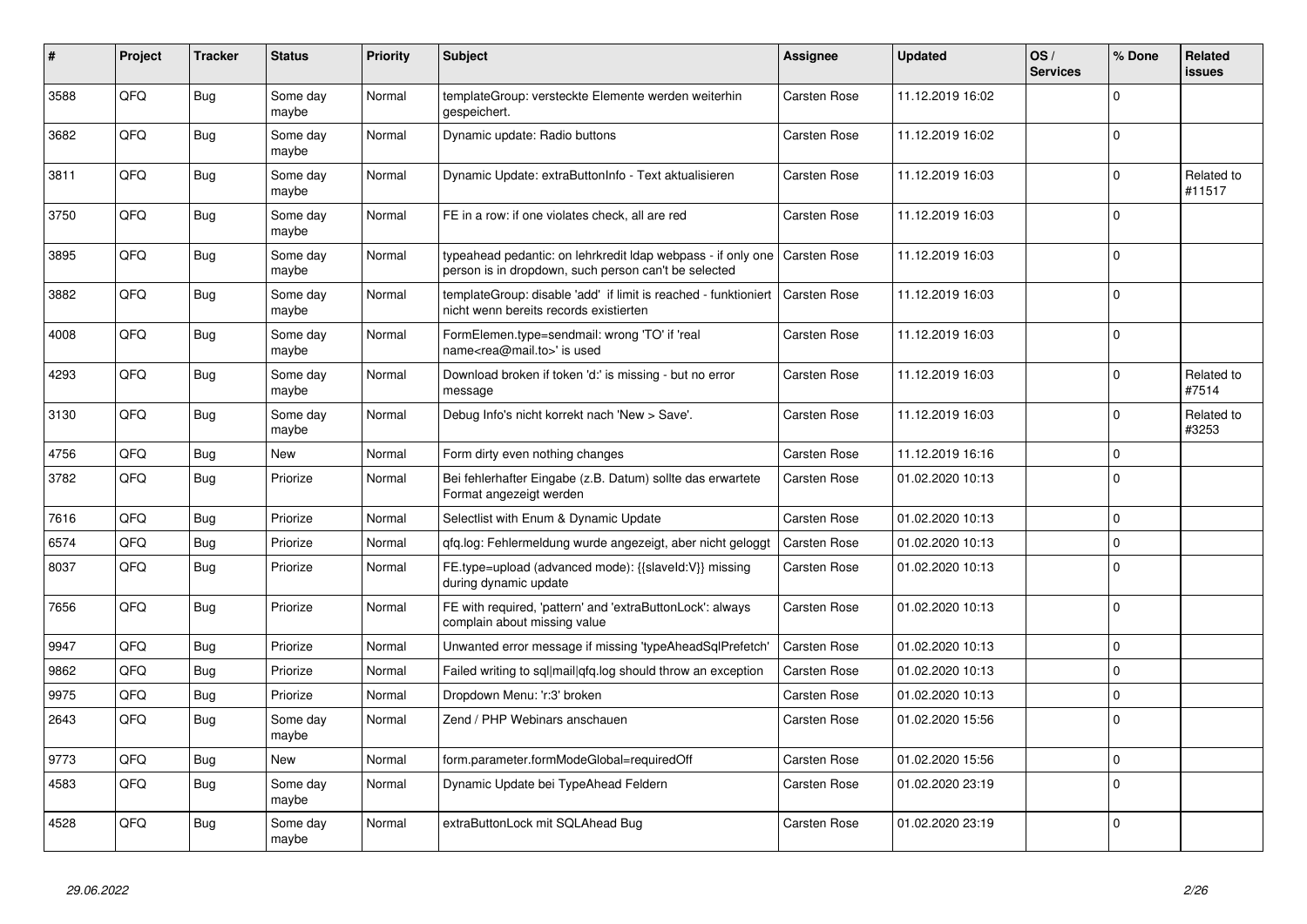| # | Project | Tracker | Status | Priority | Subject | Assignee | Updated | OS / Services | % Done | Related issues |
|---|---|---|---|---|---|---|---|---|---|---|
| 3588 | QFQ | Bug | Some day maybe | Normal | templateGroup: versteckte Elemente werden weiterhin gespeichert. | Carsten Rose | 11.12.2019 16:02 | | 0 | |
| 3682 | QFQ | Bug | Some day maybe | Normal | Dynamic update: Radio buttons | Carsten Rose | 11.12.2019 16:02 | | 0 | |
| 3811 | QFQ | Bug | Some day maybe | Normal | Dynamic Update: extraButtonInfo - Text aktualisieren | Carsten Rose | 11.12.2019 16:03 | | 0 | Related to #11517 |
| 3750 | QFQ | Bug | Some day maybe | Normal | FE in a row: if one violates check, all are red | Carsten Rose | 11.12.2019 16:03 | | 0 | |
| 3895 | QFQ | Bug | Some day maybe | Normal | typeahead pedantic: on lehrkredit ldap webpass - if only one person is in dropdown, such person can't be selected | Carsten Rose | 11.12.2019 16:03 | | 0 | |
| 3882 | QFQ | Bug | Some day maybe | Normal | templateGroup: disable 'add' if limit is reached - funktioniert nicht wenn bereits records existierten | Carsten Rose | 11.12.2019 16:03 | | 0 | |
| 4008 | QFQ | Bug | Some day maybe | Normal | FormElemen.type=sendmail: wrong 'TO' if 'real name<rea@mail.to>' is used | Carsten Rose | 11.12.2019 16:03 | | 0 | |
| 4293 | QFQ | Bug | Some day maybe | Normal | Download broken if token 'd:' is missing - but no error message | Carsten Rose | 11.12.2019 16:03 | | 0 | Related to #7514 |
| 3130 | QFQ | Bug | Some day maybe | Normal | Debug Info's nicht korrekt nach 'New > Save'. | Carsten Rose | 11.12.2019 16:03 | | 0 | Related to #3253 |
| 4756 | QFQ | Bug | New | Normal | Form dirty even nothing changes | Carsten Rose | 11.12.2019 16:16 | | 0 | |
| 3782 | QFQ | Bug | Priorize | Normal | Bei fehlerhafter Eingabe (z.B. Datum) sollte das erwartete Format angezeigt werden | Carsten Rose | 01.02.2020 10:13 | | 0 | |
| 7616 | QFQ | Bug | Priorize | Normal | Selectlist with Enum & Dynamic Update | Carsten Rose | 01.02.2020 10:13 | | 0 | |
| 6574 | QFQ | Bug | Priorize | Normal | qfq.log: Fehlermeldung wurde angezeigt, aber nicht geloggt | Carsten Rose | 01.02.2020 10:13 | | 0 | |
| 8037 | QFQ | Bug | Priorize | Normal | FE.type=upload (advanced mode): {{slaveId:V}} missing during dynamic update | Carsten Rose | 01.02.2020 10:13 | | 0 | |
| 7656 | QFQ | Bug | Priorize | Normal | FE with required, 'pattern' and 'extraButtonLock': always complain about missing value | Carsten Rose | 01.02.2020 10:13 | | 0 | |
| 9947 | QFQ | Bug | Priorize | Normal | Unwanted error message if missing 'typeAheadSqlPrefetch' | Carsten Rose | 01.02.2020 10:13 | | 0 | |
| 9862 | QFQ | Bug | Priorize | Normal | Failed writing to sql\|mail\|qfq.log should throw an exception | Carsten Rose | 01.02.2020 10:13 | | 0 | |
| 9975 | QFQ | Bug | Priorize | Normal | Dropdown Menu: 'r:3' broken | Carsten Rose | 01.02.2020 10:13 | | 0 | |
| 2643 | QFQ | Bug | Some day maybe | Normal | Zend / PHP Webinars anschauen | Carsten Rose | 01.02.2020 15:56 | | 0 | |
| 9773 | QFQ | Bug | New | Normal | form.parameter.formModeGlobal=requiredOff | Carsten Rose | 01.02.2020 15:56 | | 0 | |
| 4583 | QFQ | Bug | Some day maybe | Normal | Dynamic Update bei TypeAhead Feldern | Carsten Rose | 01.02.2020 23:19 | | 0 | |
| 4528 | QFQ | Bug | Some day maybe | Normal | extraButtonLock mit SQLAhead Bug | Carsten Rose | 01.02.2020 23:19 | | 0 | |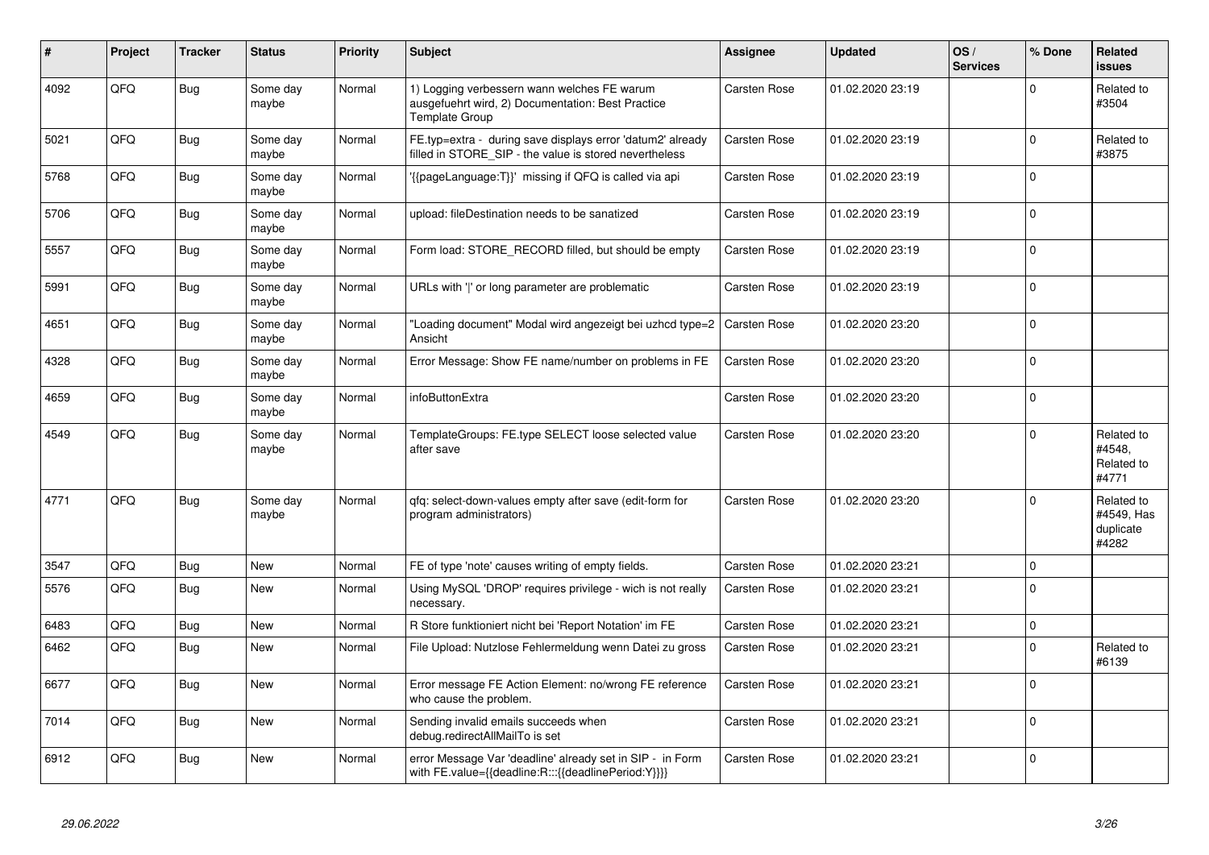| # | Project | Tracker | Status | Priority | Subject | Assignee | Updated | OS / Services | % Done | Related issues |
|---|---|---|---|---|---|---|---|---|---|---|
| 4092 | QFQ | Bug | Some day maybe | Normal | 1) Logging verbessern wann welches FE warum ausgefuehrt wird, 2) Documentation: Best Practice Template Group | Carsten Rose | 01.02.2020 23:19 | | 0 | Related to #3504 |
| 5021 | QFQ | Bug | Some day maybe | Normal | FE.typ=extra - during save displays error 'datum2' already filled in STORE_SIP - the value is stored nevertheless | Carsten Rose | 01.02.2020 23:19 | | 0 | Related to #3875 |
| 5768 | QFQ | Bug | Some day maybe | Normal | '{{pageLanguage:T}}' missing if QFQ is called via api | Carsten Rose | 01.02.2020 23:19 | | 0 | |
| 5706 | QFQ | Bug | Some day maybe | Normal | upload: fileDestination needs to be sanatized | Carsten Rose | 01.02.2020 23:19 | | 0 | |
| 5557 | QFQ | Bug | Some day maybe | Normal | Form load: STORE_RECORD filled, but should be empty | Carsten Rose | 01.02.2020 23:19 | | 0 | |
| 5991 | QFQ | Bug | Some day maybe | Normal | URLs with '\|' or long parameter are problematic | Carsten Rose | 01.02.2020 23:19 | | 0 | |
| 4651 | QFQ | Bug | Some day maybe | Normal | "Loading document" Modal wird angezeigt bei uzhcd type=2 Ansicht | Carsten Rose | 01.02.2020 23:20 | | 0 | |
| 4328 | QFQ | Bug | Some day maybe | Normal | Error Message: Show FE name/number on problems in FE | Carsten Rose | 01.02.2020 23:20 | | 0 | |
| 4659 | QFQ | Bug | Some day maybe | Normal | infoButtonExtra | Carsten Rose | 01.02.2020 23:20 | | 0 | |
| 4549 | QFQ | Bug | Some day maybe | Normal | TemplateGroups: FE.type SELECT loose selected value after save | Carsten Rose | 01.02.2020 23:20 | | 0 | Related to #4548, Related to #4771 |
| 4771 | QFQ | Bug | Some day maybe | Normal | qfq: select-down-values empty after save (edit-form for program administrators) | Carsten Rose | 01.02.2020 23:20 | | 0 | Related to #4549, Has duplicate #4282 |
| 3547 | QFQ | Bug | New | Normal | FE of type 'note' causes writing of empty fields. | Carsten Rose | 01.02.2020 23:21 | | 0 | |
| 5576 | QFQ | Bug | New | Normal | Using MySQL 'DROP' requires privilege - wich is not really necessary. | Carsten Rose | 01.02.2020 23:21 | | 0 | |
| 6483 | QFQ | Bug | New | Normal | R Store funktioniert nicht bei 'Report Notation' im FE | Carsten Rose | 01.02.2020 23:21 | | 0 | |
| 6462 | QFQ | Bug | New | Normal | File Upload: Nutzlose Fehlermeldung wenn Datei zu gross | Carsten Rose | 01.02.2020 23:21 | | 0 | Related to #6139 |
| 6677 | QFQ | Bug | New | Normal | Error message FE Action Element: no/wrong FE reference who cause the problem. | Carsten Rose | 01.02.2020 23:21 | | 0 | |
| 7014 | QFQ | Bug | New | Normal | Sending invalid emails succeeds when debug.redirectAllMailTo is set | Carsten Rose | 01.02.2020 23:21 | | 0 | |
| 6912 | QFQ | Bug | New | Normal | error Message Var 'deadline' already set in SIP - in Form with FE.value={{deadline:R:::{{deadlinePeriod:Y}}}} | Carsten Rose | 01.02.2020 23:21 | | 0 | |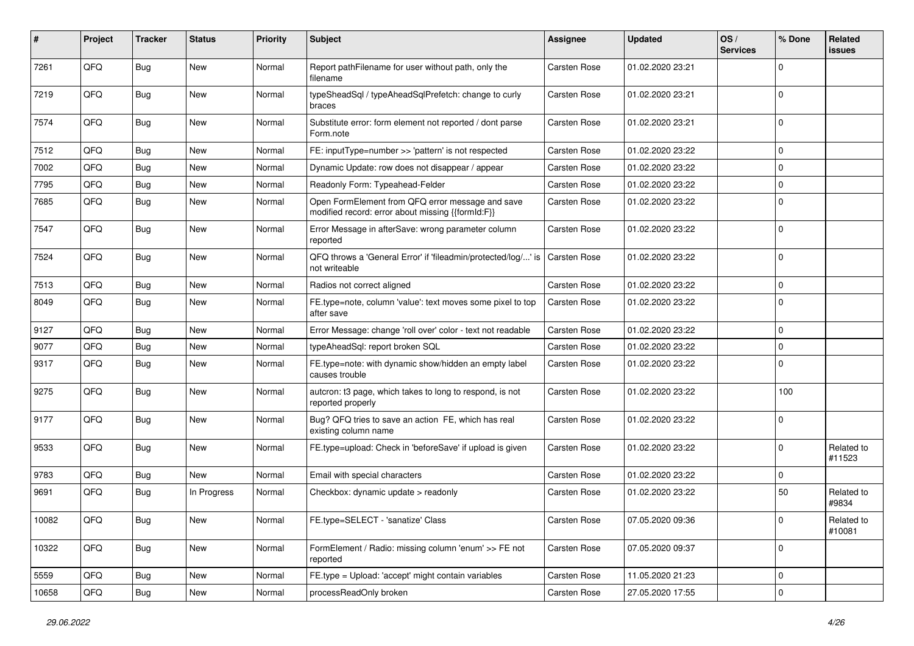| # | Project | Tracker | Status | Priority | Subject | Assignee | Updated | OS / Services | % Done | Related issues |
|---|---|---|---|---|---|---|---|---|---|---|
| 7261 | QFQ | Bug | New | Normal | Report pathFilename for user without path, only the filename | Carsten Rose | 01.02.2020 23:21 | | 0 | |
| 7219 | QFQ | Bug | New | Normal | typeSheadSql / typeAheadSqlPrefetch: change to curly braces | Carsten Rose | 01.02.2020 23:21 | | 0 | |
| 7574 | QFQ | Bug | New | Normal | Substitute error: form element not reported / dont parse Form.note | Carsten Rose | 01.02.2020 23:21 | | 0 | |
| 7512 | QFQ | Bug | New | Normal | FE: inputType=number >> 'pattern' is not respected | Carsten Rose | 01.02.2020 23:22 | | 0 | |
| 7002 | QFQ | Bug | New | Normal | Dynamic Update: row does not disappear / appear | Carsten Rose | 01.02.2020 23:22 | | 0 | |
| 7795 | QFQ | Bug | New | Normal | Readonly Form: Typeahead-Felder | Carsten Rose | 01.02.2020 23:22 | | 0 | |
| 7685 | QFQ | Bug | New | Normal | Open FormElement from QFQ error message and save modified record: error about missing {{formId:F}} | Carsten Rose | 01.02.2020 23:22 | | 0 | |
| 7547 | QFQ | Bug | New | Normal | Error Message in afterSave: wrong parameter column reported | Carsten Rose | 01.02.2020 23:22 | | 0 | |
| 7524 | QFQ | Bug | New | Normal | QFQ throws a 'General Error' if 'fileadmin/protected/log/...' is not writeable | Carsten Rose | 01.02.2020 23:22 | | 0 | |
| 7513 | QFQ | Bug | New | Normal | Radios not correct aligned | Carsten Rose | 01.02.2020 23:22 | | 0 | |
| 8049 | QFQ | Bug | New | Normal | FE.type=note, column 'value': text moves some pixel to top after save | Carsten Rose | 01.02.2020 23:22 | | 0 | |
| 9127 | QFQ | Bug | New | Normal | Error Message: change 'roll over' color - text not readable | Carsten Rose | 01.02.2020 23:22 | | 0 | |
| 9077 | QFQ | Bug | New | Normal | typeAheadSql: report broken SQL | Carsten Rose | 01.02.2020 23:22 | | 0 | |
| 9317 | QFQ | Bug | New | Normal | FE.type=note: with dynamic show/hidden an empty label causes trouble | Carsten Rose | 01.02.2020 23:22 | | 0 | |
| 9275 | QFQ | Bug | New | Normal | autcron: t3 page, which takes to long to respond, is not reported properly | Carsten Rose | 01.02.2020 23:22 | | 100 | |
| 9177 | QFQ | Bug | New | Normal | Bug? QFQ tries to save an action FE, which has real existing column name | Carsten Rose | 01.02.2020 23:22 | | 0 | |
| 9533 | QFQ | Bug | New | Normal | FE.type=upload: Check in 'beforeSave' if upload is given | Carsten Rose | 01.02.2020 23:22 | | 0 | Related to #11523 |
| 9783 | QFQ | Bug | New | Normal | Email with special characters | Carsten Rose | 01.02.2020 23:22 | | 0 | |
| 9691 | QFQ | Bug | In Progress | Normal | Checkbox: dynamic update > readonly | Carsten Rose | 01.02.2020 23:22 | | 50 | Related to #9834 |
| 10082 | QFQ | Bug | New | Normal | FE.type=SELECT - 'sanatize' Class | Carsten Rose | 07.05.2020 09:36 | | 0 | Related to #10081 |
| 10322 | QFQ | Bug | New | Normal | FormElement / Radio: missing column 'enum' >> FE not reported | Carsten Rose | 07.05.2020 09:37 | | 0 | |
| 5559 | QFQ | Bug | New | Normal | FE.type = Upload: 'accept' might contain variables | Carsten Rose | 11.05.2020 21:23 | | 0 | |
| 10658 | QFQ | Bug | New | Normal | processReadOnly broken | Carsten Rose | 27.05.2020 17:55 | | 0 | |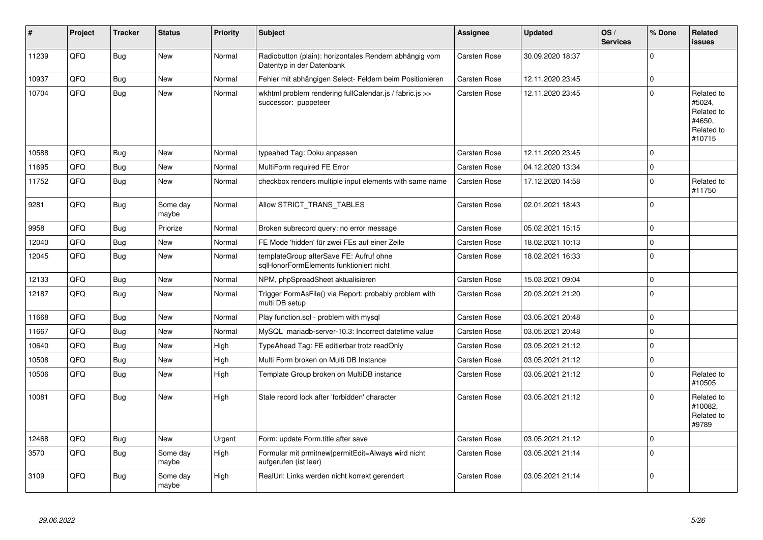| # | Project | Tracker | Status | Priority | Subject | Assignee | Updated | OS / Services | % Done | Related issues |
|---|---|---|---|---|---|---|---|---|---|---|
| 11239 | QFQ | Bug | New | Normal | Radiobutton (plain): horizontales Rendern abhängig vom Datentyp in der Datenbank | Carsten Rose | 30.09.2020 18:37 | | 0 | |
| 10937 | QFQ | Bug | New | Normal | Fehler mit abhängigen Select- Feldern beim Positionieren | Carsten Rose | 12.11.2020 23:45 | | 0 | |
| 10704 | QFQ | Bug | New | Normal | wkhtml problem rendering fullCalendar.js / fabric.js >> successor: puppeteer | Carsten Rose | 12.11.2020 23:45 | | 0 | Related to #5024, Related to #4650, Related to #10715 |
| 10588 | QFQ | Bug | New | Normal | typeahed Tag: Doku anpassen | Carsten Rose | 12.11.2020 23:45 | | 0 | |
| 11695 | QFQ | Bug | New | Normal | MultiForm required FE Error | Carsten Rose | 04.12.2020 13:34 | | 0 | |
| 11752 | QFQ | Bug | New | Normal | checkbox renders multiple input elements with same name | Carsten Rose | 17.12.2020 14:58 | | 0 | Related to #11750 |
| 9281 | QFQ | Bug | Some day maybe | Normal | Allow STRICT_TRANS_TABLES | Carsten Rose | 02.01.2021 18:43 | | 0 | |
| 9958 | QFQ | Bug | Priorize | Normal | Broken subrecord query: no error message | Carsten Rose | 05.02.2021 15:15 | | 0 | |
| 12040 | QFQ | Bug | New | Normal | FE Mode 'hidden' für zwei FEs auf einer Zeile | Carsten Rose | 18.02.2021 10:13 | | 0 | |
| 12045 | QFQ | Bug | New | Normal | templateGroup afterSave FE: Aufruf ohne sqlHonorFormElements funktioniert nicht | Carsten Rose | 18.02.2021 16:33 | | 0 | |
| 12133 | QFQ | Bug | New | Normal | NPM, phpSpreadSheet aktualisieren | Carsten Rose | 15.03.2021 09:04 | | 0 | |
| 12187 | QFQ | Bug | New | Normal | Trigger FormAsFile() via Report: probably problem with multi DB setup | Carsten Rose | 20.03.2021 21:20 | | 0 | |
| 11668 | QFQ | Bug | New | Normal | Play function.sql - problem with mysql | Carsten Rose | 03.05.2021 20:48 | | 0 | |
| 11667 | QFQ | Bug | New | Normal | MySQL mariadb-server-10.3: Incorrect datetime value | Carsten Rose | 03.05.2021 20:48 | | 0 | |
| 10640 | QFQ | Bug | New | High | TypeAhead Tag: FE editierbar trotz readOnly | Carsten Rose | 03.05.2021 21:12 | | 0 | |
| 10508 | QFQ | Bug | New | High | Multi Form broken on Multi DB Instance | Carsten Rose | 03.05.2021 21:12 | | 0 | |
| 10506 | QFQ | Bug | New | High | Template Group broken on MultiDB instance | Carsten Rose | 03.05.2021 21:12 | | 0 | Related to #10505 |
| 10081 | QFQ | Bug | New | High | Stale record lock after 'forbidden' character | Carsten Rose | 03.05.2021 21:12 | | 0 | Related to #10082, Related to #9789 |
| 12468 | QFQ | Bug | New | Urgent | Form: update Form.title after save | Carsten Rose | 03.05.2021 21:12 | | 0 | |
| 3570 | QFQ | Bug | Some day maybe | High | Formular mit prmitnew\|permitEdit=Always wird nicht aufgerufen (ist leer) | Carsten Rose | 03.05.2021 21:14 | | 0 | |
| 3109 | QFQ | Bug | Some day maybe | High | RealUrl: Links werden nicht korrekt gerendert | Carsten Rose | 03.05.2021 21:14 | | 0 | |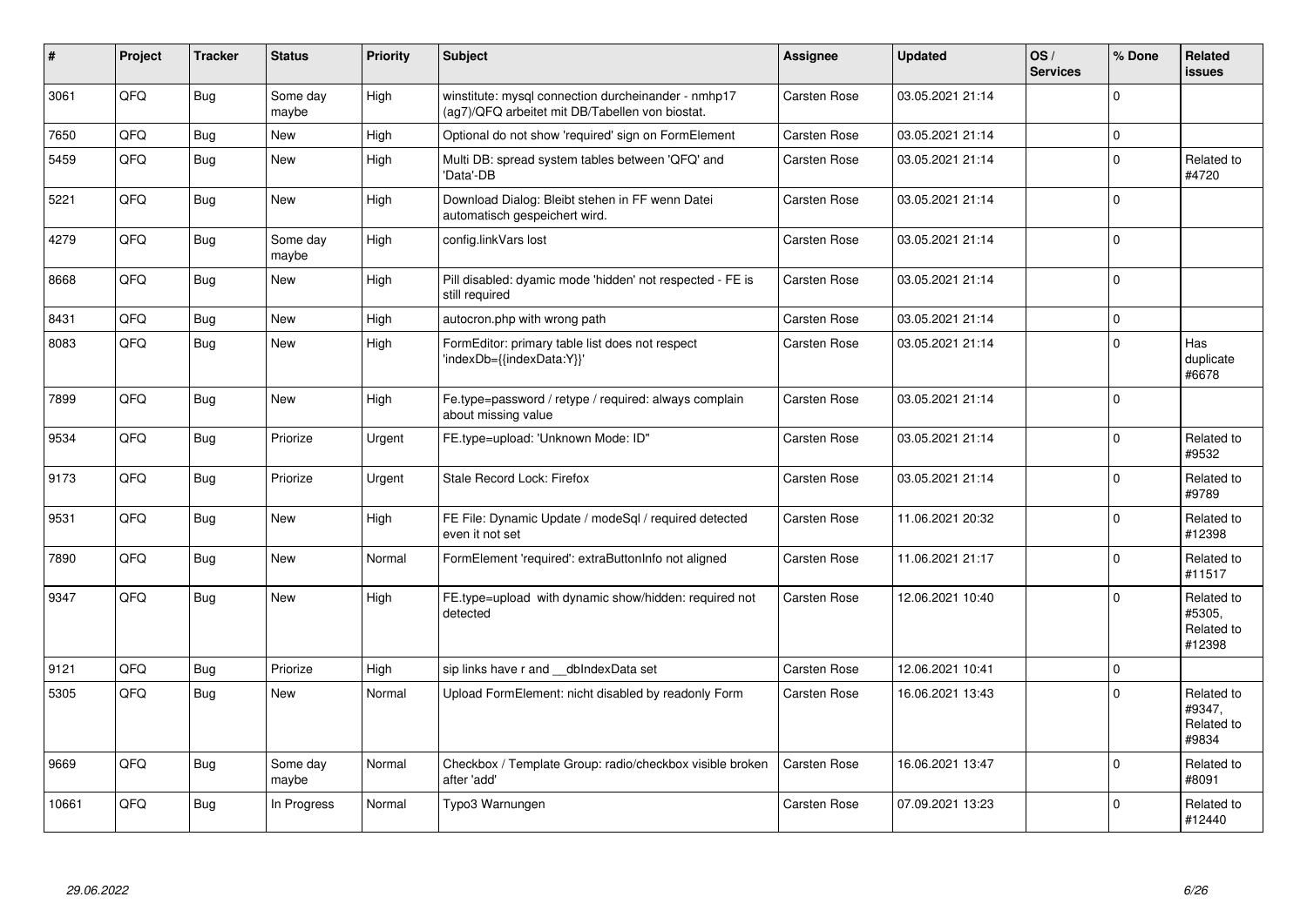| # | Project | Tracker | Status | Priority | Subject | Assignee | Updated | OS / Services | % Done | Related issues |
|---|---|---|---|---|---|---|---|---|---|---|
| 3061 | QFQ | Bug | Some day maybe | High | winstitute: mysql connection durcheinander - nmhp17 (ag7)/QFQ arbeitet mit DB/Tabellen von biostat. | Carsten Rose | 03.05.2021 21:14 | | 0 | |
| 7650 | QFQ | Bug | New | High | Optional do not show 'required' sign on FormElement | Carsten Rose | 03.05.2021 21:14 | | 0 | |
| 5459 | QFQ | Bug | New | High | Multi DB: spread system tables between 'QFQ' and 'Data'-DB | Carsten Rose | 03.05.2021 21:14 | | 0 | Related to #4720 |
| 5221 | QFQ | Bug | New | High | Download Dialog: Bleibt stehen in FF wenn Datei automatisch gespeichert wird. | Carsten Rose | 03.05.2021 21:14 | | 0 | |
| 4279 | QFQ | Bug | Some day maybe | High | config.linkVars lost | Carsten Rose | 03.05.2021 21:14 | | 0 | |
| 8668 | QFQ | Bug | New | High | Pill disabled: dyamic mode 'hidden' not respected - FE is still required | Carsten Rose | 03.05.2021 21:14 | | 0 | |
| 8431 | QFQ | Bug | New | High | autocron.php with wrong path | Carsten Rose | 03.05.2021 21:14 | | 0 | |
| 8083 | QFQ | Bug | New | High | FormEditor: primary table list does not respect 'indexDb={{indexData:Y}}' | Carsten Rose | 03.05.2021 21:14 | | 0 | Has duplicate #6678 |
| 7899 | QFQ | Bug | New | High | Fe.type=password / retype / required: always complain about missing value | Carsten Rose | 03.05.2021 21:14 | | 0 | |
| 9534 | QFQ | Bug | Priorize | Urgent | FE.type=upload: 'Unknown Mode: ID" | Carsten Rose | 03.05.2021 21:14 | | 0 | Related to #9532 |
| 9173 | QFQ | Bug | Priorize | Urgent | Stale Record Lock: Firefox | Carsten Rose | 03.05.2021 21:14 | | 0 | Related to #9789 |
| 9531 | QFQ | Bug | New | High | FE File: Dynamic Update / modeSql / required detected even it not set | Carsten Rose | 11.06.2021 20:32 | | 0 | Related to #12398 |
| 7890 | QFQ | Bug | New | Normal | FormElement 'required': extraButtonInfo not aligned | Carsten Rose | 11.06.2021 21:17 | | 0 | Related to #11517 |
| 9347 | QFQ | Bug | New | High | FE.type=upload with dynamic show/hidden: required not detected | Carsten Rose | 12.06.2021 10:40 | | 0 | Related to #5305, Related to #12398 |
| 9121 | QFQ | Bug | Priorize | High | sip links have r and __dbIndexData set | Carsten Rose | 12.06.2021 10:41 | | 0 | |
| 5305 | QFQ | Bug | New | Normal | Upload FormElement: nicht disabled by readonly Form | Carsten Rose | 16.06.2021 13:43 | | 0 | Related to #9347, Related to #9834 |
| 9669 | QFQ | Bug | Some day maybe | Normal | Checkbox / Template Group: radio/checkbox visible broken after 'add' | Carsten Rose | 16.06.2021 13:47 | | 0 | Related to #8091 |
| 10661 | QFQ | Bug | In Progress | Normal | Typo3 Warnungen | Carsten Rose | 07.09.2021 13:23 | | 0 | Related to #12440 |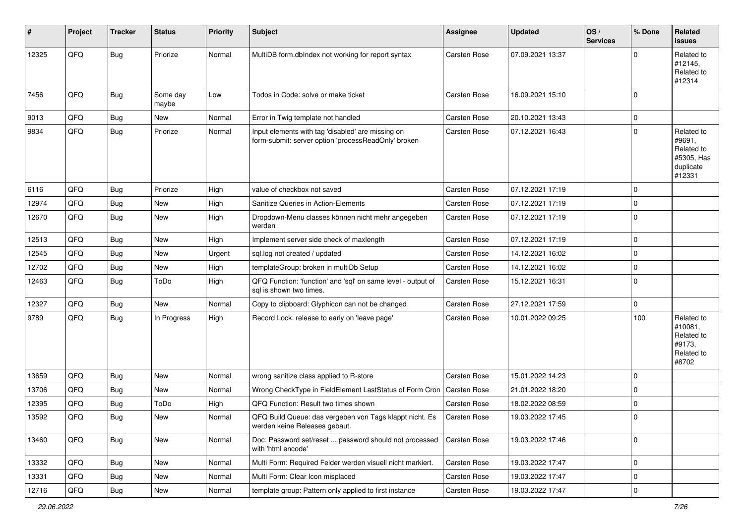| # | Project | Tracker | Status | Priority | Subject | Assignee | Updated | OS / Services | % Done | Related issues |
|---|---|---|---|---|---|---|---|---|---|---|
| 12325 | QFQ | Bug | Priorize | Normal | MultiDB form.dbIndex not working for report syntax | Carsten Rose | 07.09.2021 13:37 | | 0 | Related to #12145, Related to #12314 |
| 7456 | QFQ | Bug | Some day maybe | Low | Todos in Code: solve or make ticket | Carsten Rose | 16.09.2021 15:10 | | 0 | |
| 9013 | QFQ | Bug | New | Normal | Error in Twig template not handled | Carsten Rose | 20.10.2021 13:43 | | 0 | |
| 9834 | QFQ | Bug | Priorize | Normal | Input elements with tag 'disabled' are missing on form-submit: server option 'processReadOnly' broken | Carsten Rose | 07.12.2021 16:43 | | 0 | Related to #9691, Related to #5305, Has duplicate #12331 |
| 6116 | QFQ | Bug | Priorize | High | value of checkbox not saved | Carsten Rose | 07.12.2021 17:19 | | 0 | |
| 12974 | QFQ | Bug | New | High | Sanitize Queries in Action-Elements | Carsten Rose | 07.12.2021 17:19 | | 0 | |
| 12670 | QFQ | Bug | New | High | Dropdown-Menu classes können nicht mehr angegeben werden | Carsten Rose | 07.12.2021 17:19 | | 0 | |
| 12513 | QFQ | Bug | New | High | Implement server side check of maxlength | Carsten Rose | 07.12.2021 17:19 | | 0 | |
| 12545 | QFQ | Bug | New | Urgent | sql.log not created / updated | Carsten Rose | 14.12.2021 16:02 | | 0 | |
| 12702 | QFQ | Bug | New | High | templateGroup: broken in multiDb Setup | Carsten Rose | 14.12.2021 16:02 | | 0 | |
| 12463 | QFQ | Bug | ToDo | High | QFQ Function: 'function' and 'sql' on same level - output of sql is shown two times. | Carsten Rose | 15.12.2021 16:31 | | 0 | |
| 12327 | QFQ | Bug | New | Normal | Copy to clipboard: Glyphicon can not be changed | Carsten Rose | 27.12.2021 17:59 | | 0 | |
| 9789 | QFQ | Bug | In Progress | High | Record Lock: release to early on 'leave page' | Carsten Rose | 10.01.2022 09:25 | | 100 | Related to #10081, Related to #9173, Related to #8702 |
| 13659 | QFQ | Bug | New | Normal | wrong sanitize class applied to R-store | Carsten Rose | 15.01.2022 14:23 | | 0 | |
| 13706 | QFQ | Bug | New | Normal | Wrong CheckType in FieldElement LastStatus of Form Cron | Carsten Rose | 21.01.2022 18:20 | | 0 | |
| 12395 | QFQ | Bug | ToDo | High | QFQ Function: Result two times shown | Carsten Rose | 18.02.2022 08:59 | | 0 | |
| 13592 | QFQ | Bug | New | Normal | QFQ Build Queue: das vergeben von Tags klappt nicht. Es werden keine Releases gebaut. | Carsten Rose | 19.03.2022 17:45 | | 0 | |
| 13460 | QFQ | Bug | New | Normal | Doc: Password set/reset ... password should not processed with 'html encode' | Carsten Rose | 19.03.2022 17:46 | | 0 | |
| 13332 | QFQ | Bug | New | Normal | Multi Form: Required Felder werden visuell nicht markiert. | Carsten Rose | 19.03.2022 17:47 | | 0 | |
| 13331 | QFQ | Bug | New | Normal | Multi Form: Clear Icon misplaced | Carsten Rose | 19.03.2022 17:47 | | 0 | |
| 12716 | QFQ | Bug | New | Normal | template group: Pattern only applied to first instance | Carsten Rose | 19.03.2022 17:47 | | 0 | |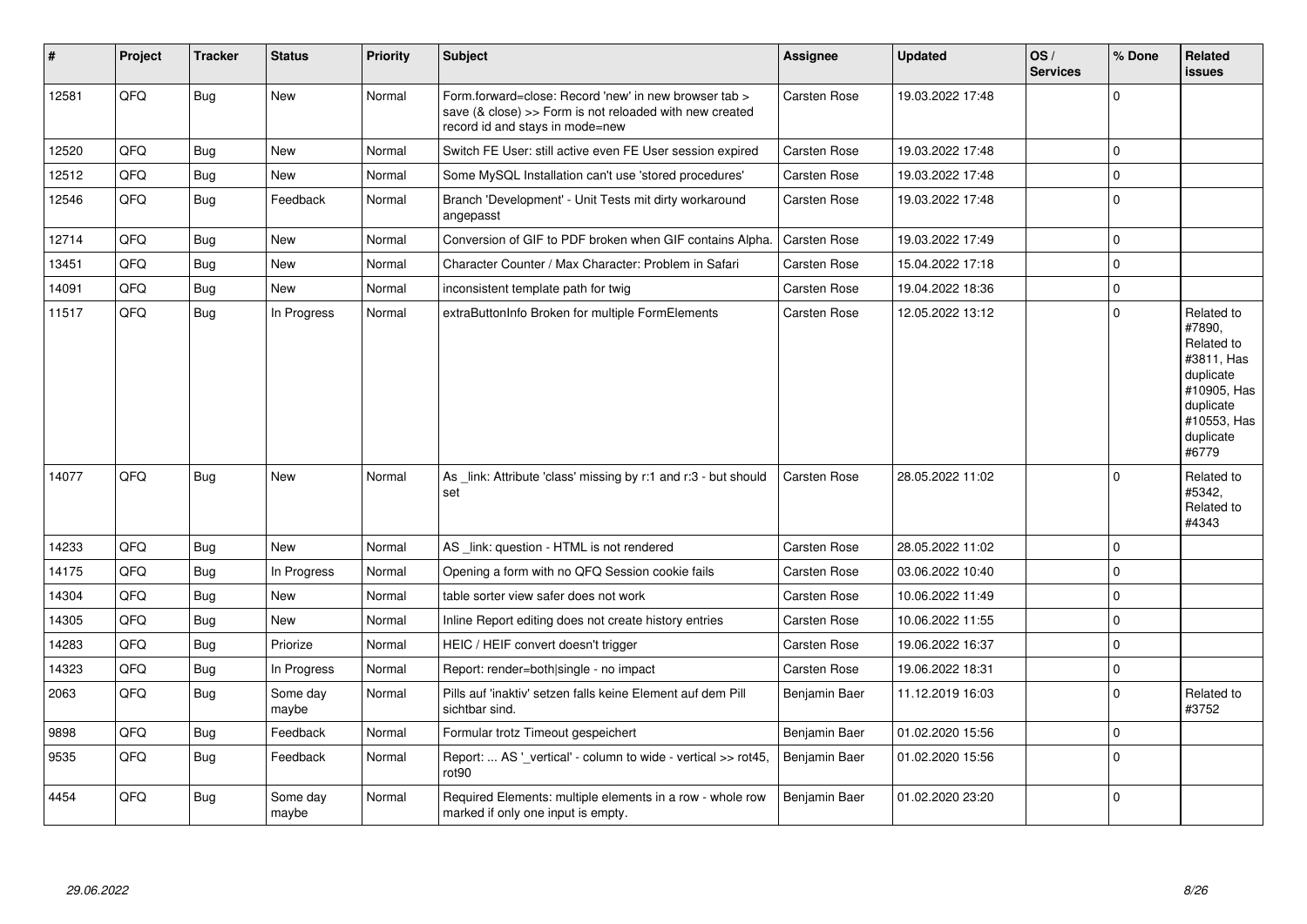| # | Project | Tracker | Status | Priority | Subject | Assignee | Updated | OS / Services | % Done | Related issues |
|---|---|---|---|---|---|---|---|---|---|---|
| 12581 | QFQ | Bug | New | Normal | Form.forward=close: Record 'new' in new browser tab > save (& close) >> Form is not reloaded with new created record id and stays in mode=new | Carsten Rose | 19.03.2022 17:48 | | 0 | |
| 12520 | QFQ | Bug | New | Normal | Switch FE User: still active even FE User session expired | Carsten Rose | 19.03.2022 17:48 | | 0 | |
| 12512 | QFQ | Bug | New | Normal | Some MySQL Installation can't use 'stored procedures' | Carsten Rose | 19.03.2022 17:48 | | 0 | |
| 12546 | QFQ | Bug | Feedback | Normal | Branch 'Development' - Unit Tests mit dirty workaround angepasst | Carsten Rose | 19.03.2022 17:48 | | 0 | |
| 12714 | QFQ | Bug | New | Normal | Conversion of GIF to PDF broken when GIF contains Alpha. | Carsten Rose | 19.03.2022 17:49 | | 0 | |
| 13451 | QFQ | Bug | New | Normal | Character Counter / Max Character: Problem in Safari | Carsten Rose | 15.04.2022 17:18 | | 0 | |
| 14091 | QFQ | Bug | New | Normal | inconsistent template path for twig | Carsten Rose | 19.04.2022 18:36 | | 0 | |
| 11517 | QFQ | Bug | In Progress | Normal | extraButtonInfo Broken for multiple FormElements | Carsten Rose | 12.05.2022 13:12 | | 0 | Related to #7890, Related to #3811, Has duplicate #10905, Has duplicate #10553, Has duplicate #6779 |
| 14077 | QFQ | Bug | New | Normal | As _link: Attribute 'class' missing by r:1 and r:3 - but should set | Carsten Rose | 28.05.2022 11:02 | | 0 | Related to #5342, Related to #4343 |
| 14233 | QFQ | Bug | New | Normal | AS _link: question - HTML is not rendered | Carsten Rose | 28.05.2022 11:02 | | 0 | |
| 14175 | QFQ | Bug | In Progress | Normal | Opening a form with no QFQ Session cookie fails | Carsten Rose | 03.06.2022 10:40 | | 0 | |
| 14304 | QFQ | Bug | New | Normal | table sorter view safer does not work | Carsten Rose | 10.06.2022 11:49 | | 0 | |
| 14305 | QFQ | Bug | New | Normal | Inline Report editing does not create history entries | Carsten Rose | 10.06.2022 11:55 | | 0 | |
| 14283 | QFQ | Bug | Priorize | Normal | HEIC / HEIF convert doesn't trigger | Carsten Rose | 19.06.2022 16:37 | | 0 | |
| 14323 | QFQ | Bug | In Progress | Normal | Report: render=both\|single - no impact | Carsten Rose | 19.06.2022 18:31 | | 0 | |
| 2063 | QFQ | Bug | Some day maybe | Normal | Pills auf 'inaktiv' setzen falls keine Element auf dem Pill sichtbar sind. | Benjamin Baer | 11.12.2019 16:03 | | 0 | Related to #3752 |
| 9898 | QFQ | Bug | Feedback | Normal | Formular trotz Timeout gespeichert | Benjamin Baer | 01.02.2020 15:56 | | 0 | |
| 9535 | QFQ | Bug | Feedback | Normal | Report: ... AS '_vertical' - column to wide - vertical >> rot45, rot90 | Benjamin Baer | 01.02.2020 15:56 | | 0 | |
| 4454 | QFQ | Bug | Some day maybe | Normal | Required Elements: multiple elements in a row - whole row marked if only one input is empty. | Benjamin Baer | 01.02.2020 23:20 | | 0 | |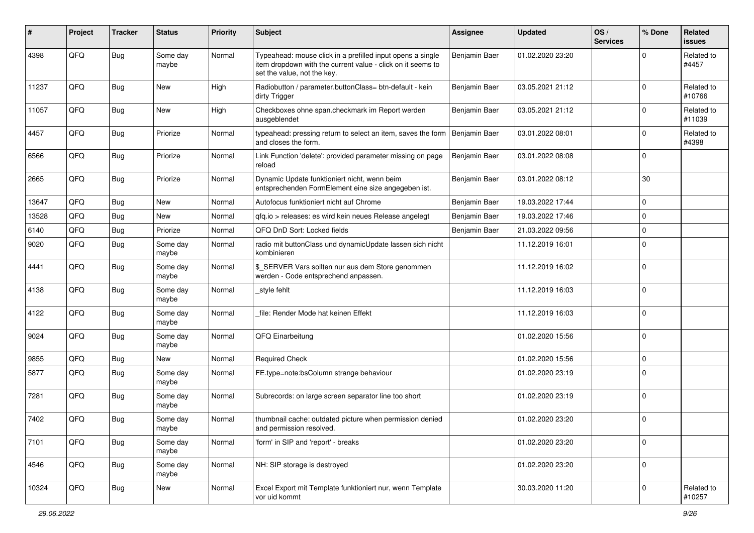| # | Project | Tracker | Status | Priority | Subject | Assignee | Updated | OS / Services | % Done | Related issues |
|---|---|---|---|---|---|---|---|---|---|---|
| 4398 | QFQ | Bug | Some day maybe | Normal | Typeahead: mouse click in a prefilled input opens a single item dropdown with the current value - click on it seems to set the value, not the key. | Benjamin Baer | 01.02.2020 23:20 | | 0 | Related to #4457 |
| 11237 | QFQ | Bug | New | High | Radiobutton / parameter.buttonClass= btn-default - kein dirty Trigger | Benjamin Baer | 03.05.2021 21:12 | | 0 | Related to #10766 |
| 11057 | QFQ | Bug | New | High | Checkboxes ohne span.checkmark im Report werden ausgeblendet | Benjamin Baer | 03.05.2021 21:12 | | 0 | Related to #11039 |
| 4457 | QFQ | Bug | Priorize | Normal | typeahead: pressing return to select an item, saves the form and closes the form. | Benjamin Baer | 03.01.2022 08:01 | | 0 | Related to #4398 |
| 6566 | QFQ | Bug | Priorize | Normal | Link Function 'delete': provided parameter missing on page reload | Benjamin Baer | 03.01.2022 08:08 | | 0 | |
| 2665 | QFQ | Bug | Priorize | Normal | Dynamic Update funktioniert nicht, wenn beim entsprechenden FormElement eine size angegeben ist. | Benjamin Baer | 03.01.2022 08:12 | | 30 | |
| 13647 | QFQ | Bug | New | Normal | Autofocus funktioniert nicht auf Chrome | Benjamin Baer | 19.03.2022 17:44 | | 0 | |
| 13528 | QFQ | Bug | New | Normal | qfq.io > releases: es wird kein neues Release angelegt | Benjamin Baer | 19.03.2022 17:46 | | 0 | |
| 6140 | QFQ | Bug | Priorize | Normal | QFQ DnD Sort: Locked fields | Benjamin Baer | 21.03.2022 09:56 | | 0 | |
| 9020 | QFQ | Bug | Some day maybe | Normal | radio mit buttonClass und dynamicUpdate lassen sich nicht kombinieren | | 11.12.2019 16:01 | | 0 | |
| 4441 | QFQ | Bug | Some day maybe | Normal | $_SERVER Vars sollten nur aus dem Store genommen werden - Code entsprechend anpassen. | | 11.12.2019 16:02 | | 0 | |
| 4138 | QFQ | Bug | Some day maybe | Normal | _style fehlt | | 11.12.2019 16:03 | | 0 | |
| 4122 | QFQ | Bug | Some day maybe | Normal | _file: Render Mode hat keinen Effekt | | 11.12.2019 16:03 | | 0 | |
| 9024 | QFQ | Bug | Some day maybe | Normal | QFQ Einarbeitung | | 01.02.2020 15:56 | | 0 | |
| 9855 | QFQ | Bug | New | Normal | Required Check | | 01.02.2020 15:56 | | 0 | |
| 5877 | QFQ | Bug | Some day maybe | Normal | FE.type=note:bsColumn strange behaviour | | 01.02.2020 23:19 | | 0 | |
| 7281 | QFQ | Bug | Some day maybe | Normal | Subrecords: on large screen separator line too short | | 01.02.2020 23:19 | | 0 | |
| 7402 | QFQ | Bug | Some day maybe | Normal | thumbnail cache: outdated picture when permission denied and permission resolved. | | 01.02.2020 23:20 | | 0 | |
| 7101 | QFQ | Bug | Some day maybe | Normal | 'form' in SIP and 'report' - breaks | | 01.02.2020 23:20 | | 0 | |
| 4546 | QFQ | Bug | Some day maybe | Normal | NH: SIP storage is destroyed | | 01.02.2020 23:20 | | 0 | |
| 10324 | QFQ | Bug | New | Normal | Excel Export mit Template funktioniert nur, wenn Template vor uid kommt | | 30.03.2020 11:20 | | 0 | Related to #10257 |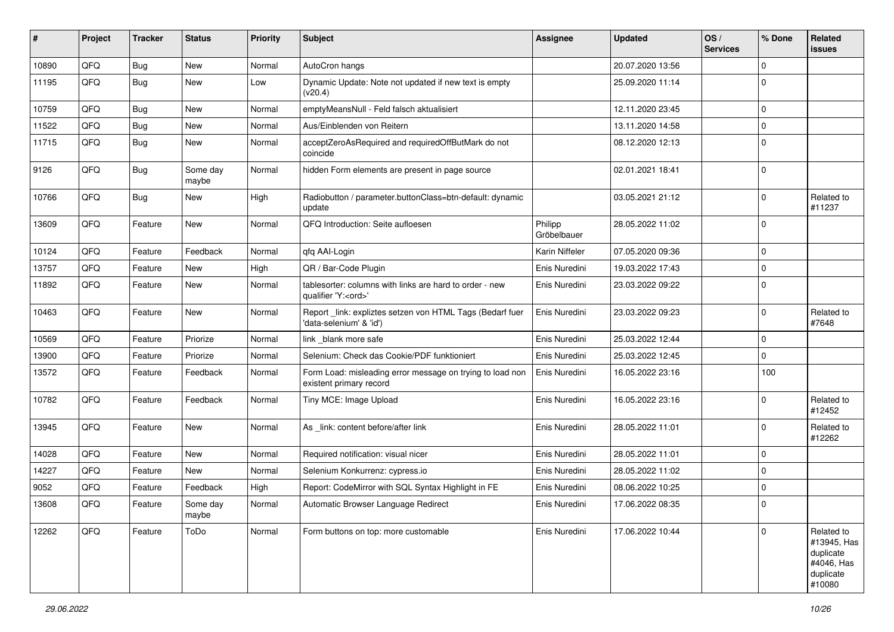| # | Project | Tracker | Status | Priority | Subject | Assignee | Updated | OS / Services | % Done | Related issues |
|---|---|---|---|---|---|---|---|---|---|---|
| 10890 | QFQ | Bug | New | Normal | AutoCron hangs | | 20.07.2020 13:56 | | 0 | |
| 11195 | QFQ | Bug | New | Low | Dynamic Update: Note not updated if new text is empty (v20.4) | | 25.09.2020 11:14 | | 0 | |
| 10759 | QFQ | Bug | New | Normal | emptyMeansNull - Feld falsch aktualisiert | | 12.11.2020 23:45 | | 0 | |
| 11522 | QFQ | Bug | New | Normal | Aus/Einblenden von Reitern | | 13.11.2020 14:58 | | 0 | |
| 11715 | QFQ | Bug | New | Normal | acceptZeroAsRequired and requiredOffButMark do not coincide | | 08.12.2020 12:13 | | 0 | |
| 9126 | QFQ | Bug | Some day maybe | Normal | hidden Form elements are present in page source | | 02.01.2021 18:41 | | 0 | |
| 10766 | QFQ | Bug | New | High | Radiobutton / parameter.buttonClass=btn-default: dynamic update | | 03.05.2021 21:12 | | 0 | Related to #11237 |
| 13609 | QFQ | Feature | New | Normal | QFQ Introduction: Seite aufloesen | Philipp Gröbelbauer | 28.05.2022 11:02 | | 0 | |
| 10124 | QFQ | Feature | Feedback | Normal | qfq AAI-Login | Karin Niffeler | 07.05.2020 09:36 | | 0 | |
| 13757 | QFQ | Feature | New | High | QR / Bar-Code Plugin | Enis Nuredini | 19.03.2022 17:43 | | 0 | |
| 11892 | QFQ | Feature | New | Normal | tablesorter: columns with links are hard to order - new qualifier 'Y:<ord>' | Enis Nuredini | 23.03.2022 09:22 | | 0 | |
| 10463 | QFQ | Feature | New | Normal | Report _link: expliztes setzen von HTML Tags (Bedarf fuer 'data-selenium' & 'id') | Enis Nuredini | 23.03.2022 09:23 | | 0 | Related to #7648 |
| 10569 | QFQ | Feature | Priorize | Normal | link _blank more safe | Enis Nuredini | 25.03.2022 12:44 | | 0 | |
| 13900 | QFQ | Feature | Priorize | Normal | Selenium: Check das Cookie/PDF funktioniert | Enis Nuredini | 25.03.2022 12:45 | | 0 | |
| 13572 | QFQ | Feature | Feedback | Normal | Form Load: misleading error message on trying to load non existent primary record | Enis Nuredini | 16.05.2022 23:16 | | 100 | |
| 10782 | QFQ | Feature | Feedback | Normal | Tiny MCE: Image Upload | Enis Nuredini | 16.05.2022 23:16 | | 0 | Related to #12452 |
| 13945 | QFQ | Feature | New | Normal | As _link: content before/after link | Enis Nuredini | 28.05.2022 11:01 | | 0 | Related to #12262 |
| 14028 | QFQ | Feature | New | Normal | Required notification: visual nicer | Enis Nuredini | 28.05.2022 11:01 | | 0 | |
| 14227 | QFQ | Feature | New | Normal | Selenium Konkurrenz: cypress.io | Enis Nuredini | 28.05.2022 11:02 | | 0 | |
| 9052 | QFQ | Feature | Feedback | High | Report: CodeMirror with SQL Syntax Highlight in FE | Enis Nuredini | 08.06.2022 10:25 | | 0 | |
| 13608 | QFQ | Feature | Some day maybe | Normal | Automatic Browser Language Redirect | Enis Nuredini | 17.06.2022 08:35 | | 0 | |
| 12262 | QFQ | Feature | ToDo | Normal | Form buttons on top: more customable | Enis Nuredini | 17.06.2022 10:44 | | 0 | Related to #13945, Has duplicate #4046, Has duplicate #10080 |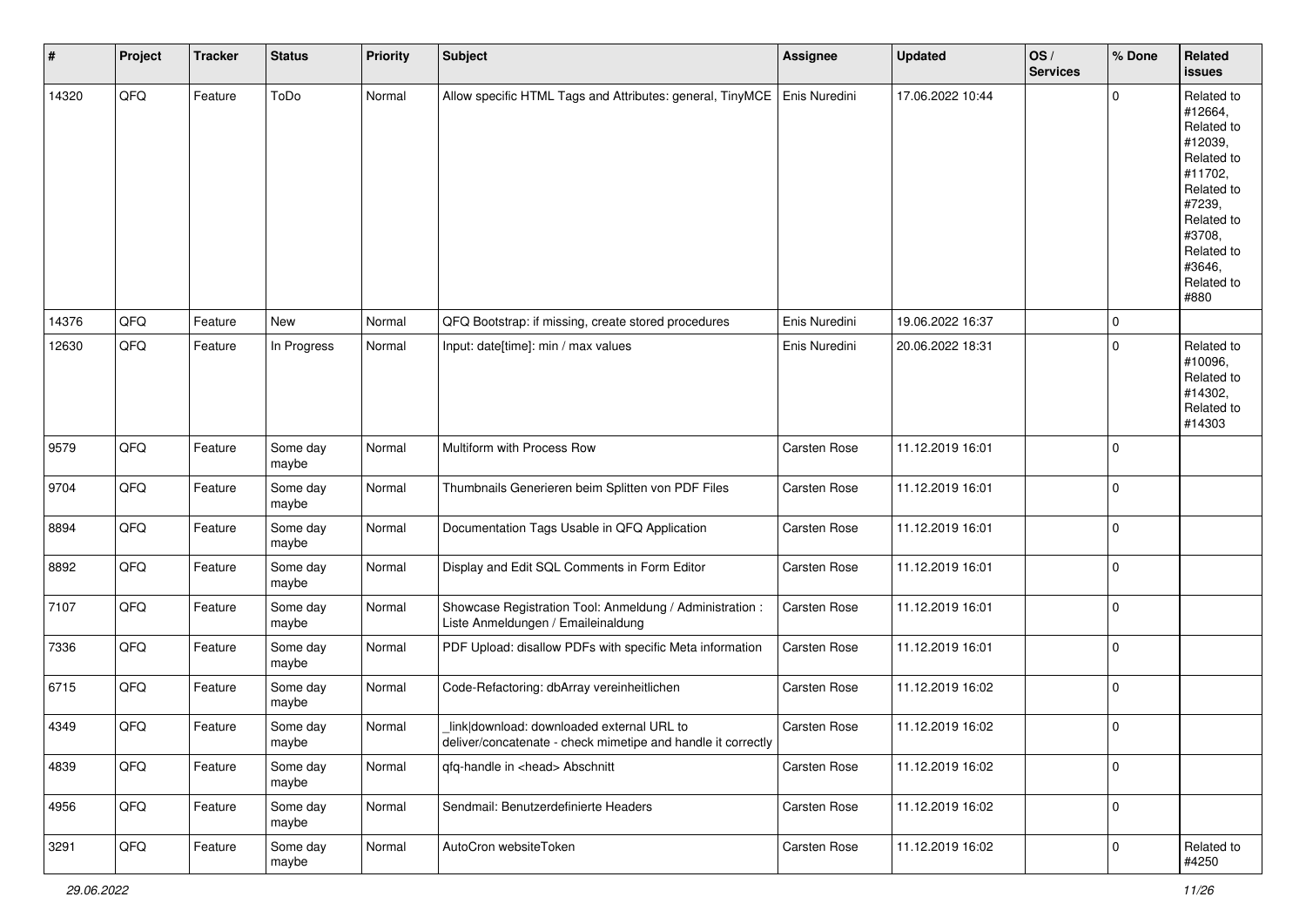| # | Project | Tracker | Status | Priority | Subject | Assignee | Updated | OS / Services | % Done | Related issues |
|---|---|---|---|---|---|---|---|---|---|---|
| 14320 | QFQ | Feature | ToDo | Normal | Allow specific HTML Tags and Attributes: general, TinyMCE | Enis Nuredini | 17.06.2022 10:44 | | 0 | Related to #12664, Related to #12039, Related to #11702, Related to #7239, Related to #3708, Related to #3646, Related to #880 |
| 14376 | QFQ | Feature | New | Normal | QFQ Bootstrap: if missing, create stored procedures | Enis Nuredini | 19.06.2022 16:37 | | 0 | |
| 12630 | QFQ | Feature | In Progress | Normal | Input: date[time]: min / max values | Enis Nuredini | 20.06.2022 18:31 | | 0 | Related to #10096, Related to #14302, Related to #14303 |
| 9579 | QFQ | Feature | Some day maybe | Normal | Multiform with Process Row | Carsten Rose | 11.12.2019 16:01 | | 0 | |
| 9704 | QFQ | Feature | Some day maybe | Normal | Thumbnails Generieren beim Splitten von PDF Files | Carsten Rose | 11.12.2019 16:01 | | 0 | |
| 8894 | QFQ | Feature | Some day maybe | Normal | Documentation Tags Usable in QFQ Application | Carsten Rose | 11.12.2019 16:01 | | 0 | |
| 8892 | QFQ | Feature | Some day maybe | Normal | Display and Edit SQL Comments in Form Editor | Carsten Rose | 11.12.2019 16:01 | | 0 | |
| 7107 | QFQ | Feature | Some day maybe | Normal | Showcase Registration Tool: Anmeldung / Administration : Liste Anmeldungen / Emaileinaldung | Carsten Rose | 11.12.2019 16:01 | | 0 | |
| 7336 | QFQ | Feature | Some day maybe | Normal | PDF Upload: disallow PDFs with specific Meta information | Carsten Rose | 11.12.2019 16:01 | | 0 | |
| 6715 | QFQ | Feature | Some day maybe | Normal | Code-Refactoring: dbArray vereinheitlichen | Carsten Rose | 11.12.2019 16:02 | | 0 | |
| 4349 | QFQ | Feature | Some day maybe | Normal | _link\|download: downloaded external URL to deliver/concatenate - check mimetipe and handle it correctly | Carsten Rose | 11.12.2019 16:02 | | 0 | |
| 4839 | QFQ | Feature | Some day maybe | Normal | qfq-handle in <head> Abschnitt | Carsten Rose | 11.12.2019 16:02 | | 0 | |
| 4956 | QFQ | Feature | Some day maybe | Normal | Sendmail: Benutzerdefinierte Headers | Carsten Rose | 11.12.2019 16:02 | | 0 | |
| 3291 | QFQ | Feature | Some day maybe | Normal | AutoCron websiteToken | Carsten Rose | 11.12.2019 16:02 | | 0 | Related to #4250 |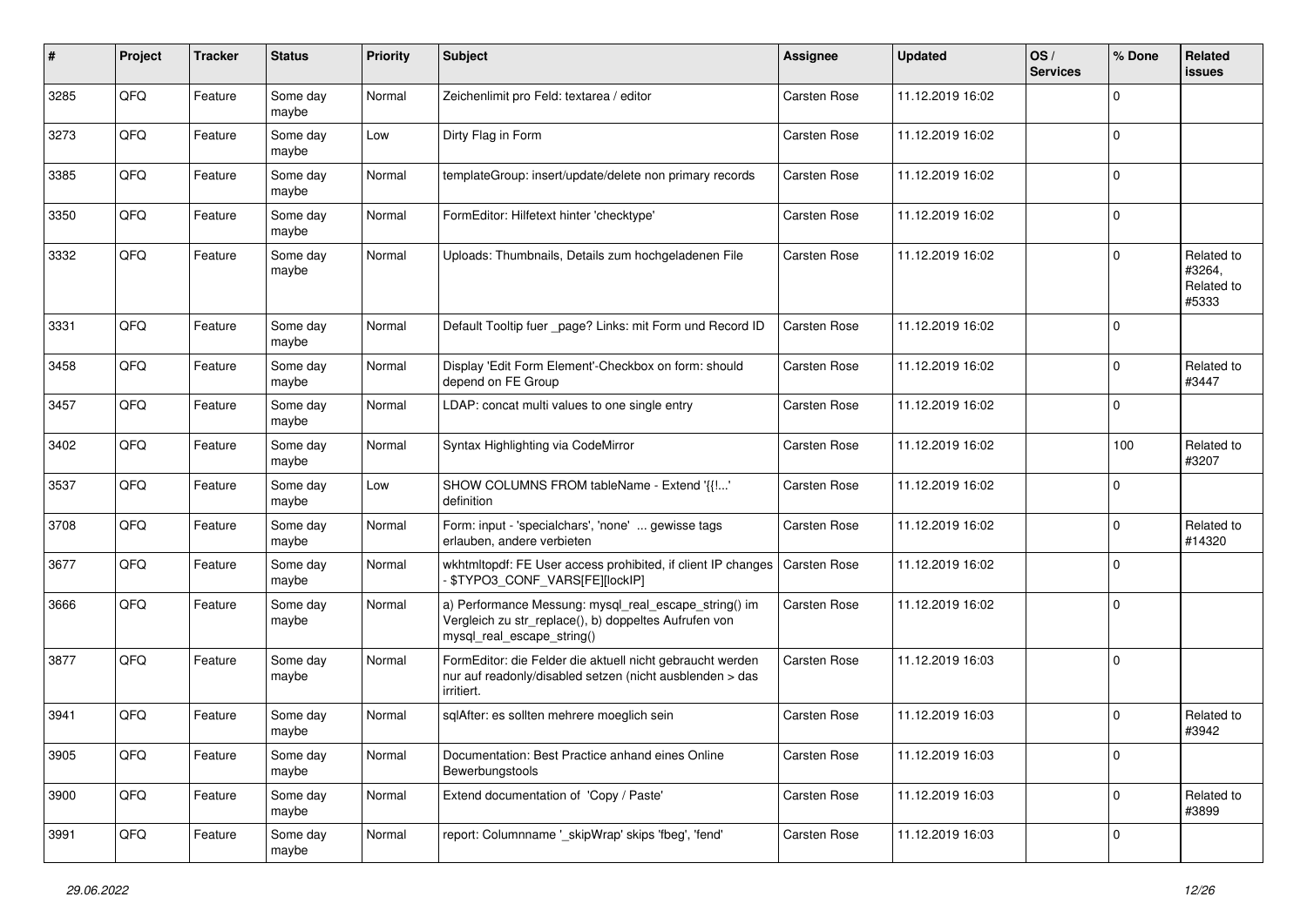| # | Project | Tracker | Status | Priority | Subject | Assignee | Updated | OS / Services | % Done | Related issues |
|---|---|---|---|---|---|---|---|---|---|---|
| 3285 | QFQ | Feature | Some day maybe | Normal | Zeichenlimit pro Feld: textarea / editor | Carsten Rose | 11.12.2019 16:02 | | 0 | |
| 3273 | QFQ | Feature | Some day maybe | Low | Dirty Flag in Form | Carsten Rose | 11.12.2019 16:02 | | 0 | |
| 3385 | QFQ | Feature | Some day maybe | Normal | templateGroup: insert/update/delete non primary records | Carsten Rose | 11.12.2019 16:02 | | 0 | |
| 3350 | QFQ | Feature | Some day maybe | Normal | FormEditor: Hilfetext hinter 'checktype' | Carsten Rose | 11.12.2019 16:02 | | 0 | |
| 3332 | QFQ | Feature | Some day maybe | Normal | Uploads: Thumbnails, Details zum hochgeladenen File | Carsten Rose | 11.12.2019 16:02 | | 0 | Related to #3264, Related to #5333 |
| 3331 | QFQ | Feature | Some day maybe | Normal | Default Tooltip fuer _page? Links: mit Form und Record ID | Carsten Rose | 11.12.2019 16:02 | | 0 | |
| 3458 | QFQ | Feature | Some day maybe | Normal | Display 'Edit Form Element'-Checkbox on form: should depend on FE Group | Carsten Rose | 11.12.2019 16:02 | | 0 | Related to #3447 |
| 3457 | QFQ | Feature | Some day maybe | Normal | LDAP: concat multi values to one single entry | Carsten Rose | 11.12.2019 16:02 | | 0 | |
| 3402 | QFQ | Feature | Some day maybe | Normal | Syntax Highlighting via CodeMirror | Carsten Rose | 11.12.2019 16:02 | | 100 | Related to #3207 |
| 3537 | QFQ | Feature | Some day maybe | Low | SHOW COLUMNS FROM tableName - Extend '{{!...' definition | Carsten Rose | 11.12.2019 16:02 | | 0 | |
| 3708 | QFQ | Feature | Some day maybe | Normal | Form: input - 'specialchars', 'none' ... gewisse tags erlauben, andere verbieten | Carsten Rose | 11.12.2019 16:02 | | 0 | Related to #14320 |
| 3677 | QFQ | Feature | Some day maybe | Normal | wkhtmltopdf: FE User access prohibited, if client IP changes - $TYPO3_CONF_VARS[FE][lockIP] | Carsten Rose | 11.12.2019 16:02 | | 0 | |
| 3666 | QFQ | Feature | Some day maybe | Normal | a) Performance Messung: mysql_real_escape_string() im Vergleich zu str_replace(), b) doppeltes Aufrufen von mysql_real_escape_string() | Carsten Rose | 11.12.2019 16:02 | | 0 | |
| 3877 | QFQ | Feature | Some day maybe | Normal | FormEditor: die Felder die aktuell nicht gebraucht werden nur auf readonly/disabled setzen (nicht ausblenden > das irritiert. | Carsten Rose | 11.12.2019 16:03 | | 0 | |
| 3941 | QFQ | Feature | Some day maybe | Normal | sqlAfter: es sollten mehrere moeglich sein | Carsten Rose | 11.12.2019 16:03 | | 0 | Related to #3942 |
| 3905 | QFQ | Feature | Some day maybe | Normal | Documentation: Best Practice anhand eines Online Bewerbungstools | Carsten Rose | 11.12.2019 16:03 | | 0 | |
| 3900 | QFQ | Feature | Some day maybe | Normal | Extend documentation of 'Copy / Paste' | Carsten Rose | 11.12.2019 16:03 | | 0 | Related to #3899 |
| 3991 | QFQ | Feature | Some day maybe | Normal | report: Columnname '_skipWrap' skips 'fbeg', 'fend' | Carsten Rose | 11.12.2019 16:03 | | 0 | |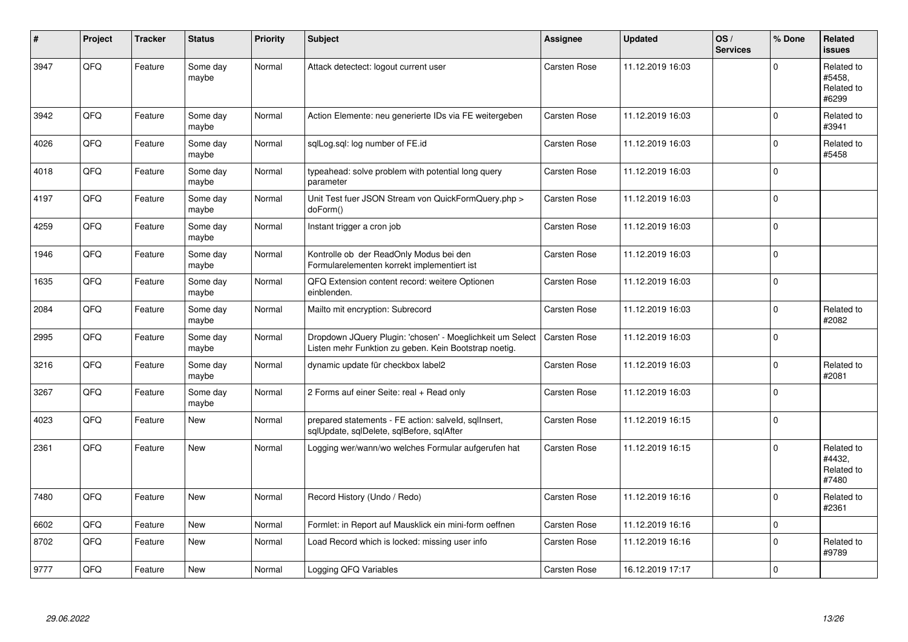| # | Project | Tracker | Status | Priority | Subject | Assignee | Updated | OS / Services | % Done | Related issues |
|---|---|---|---|---|---|---|---|---|---|---|
| 3947 | QFQ | Feature | Some day maybe | Normal | Attack detectect: logout current user | Carsten Rose | 11.12.2019 16:03 | | 0 | Related to #5458, Related to #6299 |
| 3942 | QFQ | Feature | Some day maybe | Normal | Action Elemente: neu generierte IDs via FE weitergeben | Carsten Rose | 11.12.2019 16:03 | | 0 | Related to #3941 |
| 4026 | QFQ | Feature | Some day maybe | Normal | sqlLog.sql: log number of FE.id | Carsten Rose | 11.12.2019 16:03 | | 0 | Related to #5458 |
| 4018 | QFQ | Feature | Some day maybe | Normal | typeahead: solve problem with potential long query parameter | Carsten Rose | 11.12.2019 16:03 | | 0 | |
| 4197 | QFQ | Feature | Some day maybe | Normal | Unit Test fuer JSON Stream von QuickFormQuery.php > doForm() | Carsten Rose | 11.12.2019 16:03 | | 0 | |
| 4259 | QFQ | Feature | Some day maybe | Normal | Instant trigger a cron job | Carsten Rose | 11.12.2019 16:03 | | 0 | |
| 1946 | QFQ | Feature | Some day maybe | Normal | Kontrolle ob der ReadOnly Modus bei den Formularelementen korrekt implementiert ist | Carsten Rose | 11.12.2019 16:03 | | 0 | |
| 1635 | QFQ | Feature | Some day maybe | Normal | QFQ Extension content record: weitere Optionen einblenden. | Carsten Rose | 11.12.2019 16:03 | | 0 | |
| 2084 | QFQ | Feature | Some day maybe | Normal | Mailto mit encryption: Subrecord | Carsten Rose | 11.12.2019 16:03 | | 0 | Related to #2082 |
| 2995 | QFQ | Feature | Some day maybe | Normal | Dropdown JQuery Plugin: 'chosen' - Moeglichkeit um Select Listen mehr Funktion zu geben. Kein Bootstrap noetig. | Carsten Rose | 11.12.2019 16:03 | | 0 | |
| 3216 | QFQ | Feature | Some day maybe | Normal | dynamic update für checkbox label2 | Carsten Rose | 11.12.2019 16:03 | | 0 | Related to #2081 |
| 3267 | QFQ | Feature | Some day maybe | Normal | 2 Forms auf einer Seite: real + Read only | Carsten Rose | 11.12.2019 16:03 | | 0 | |
| 4023 | QFQ | Feature | New | Normal | prepared statements - FE action: salveld, sqlInsert, sqlUpdate, sqlDelete, sqlBefore, sqlAfter | Carsten Rose | 11.12.2019 16:15 | | 0 | |
| 2361 | QFQ | Feature | New | Normal | Logging wer/wann/wo welches Formular aufgerufen hat | Carsten Rose | 11.12.2019 16:15 | | 0 | Related to #4432, Related to #7480 |
| 7480 | QFQ | Feature | New | Normal | Record History (Undo / Redo) | Carsten Rose | 11.12.2019 16:16 | | 0 | Related to #2361 |
| 6602 | QFQ | Feature | New | Normal | Formlet: in Report auf Mausklick ein mini-form oeffnen | Carsten Rose | 11.12.2019 16:16 | | 0 | |
| 8702 | QFQ | Feature | New | Normal | Load Record which is locked: missing user info | Carsten Rose | 11.12.2019 16:16 | | 0 | Related to #9789 |
| 9777 | QFQ | Feature | New | Normal | Logging QFQ Variables | Carsten Rose | 16.12.2019 17:17 | | 0 | |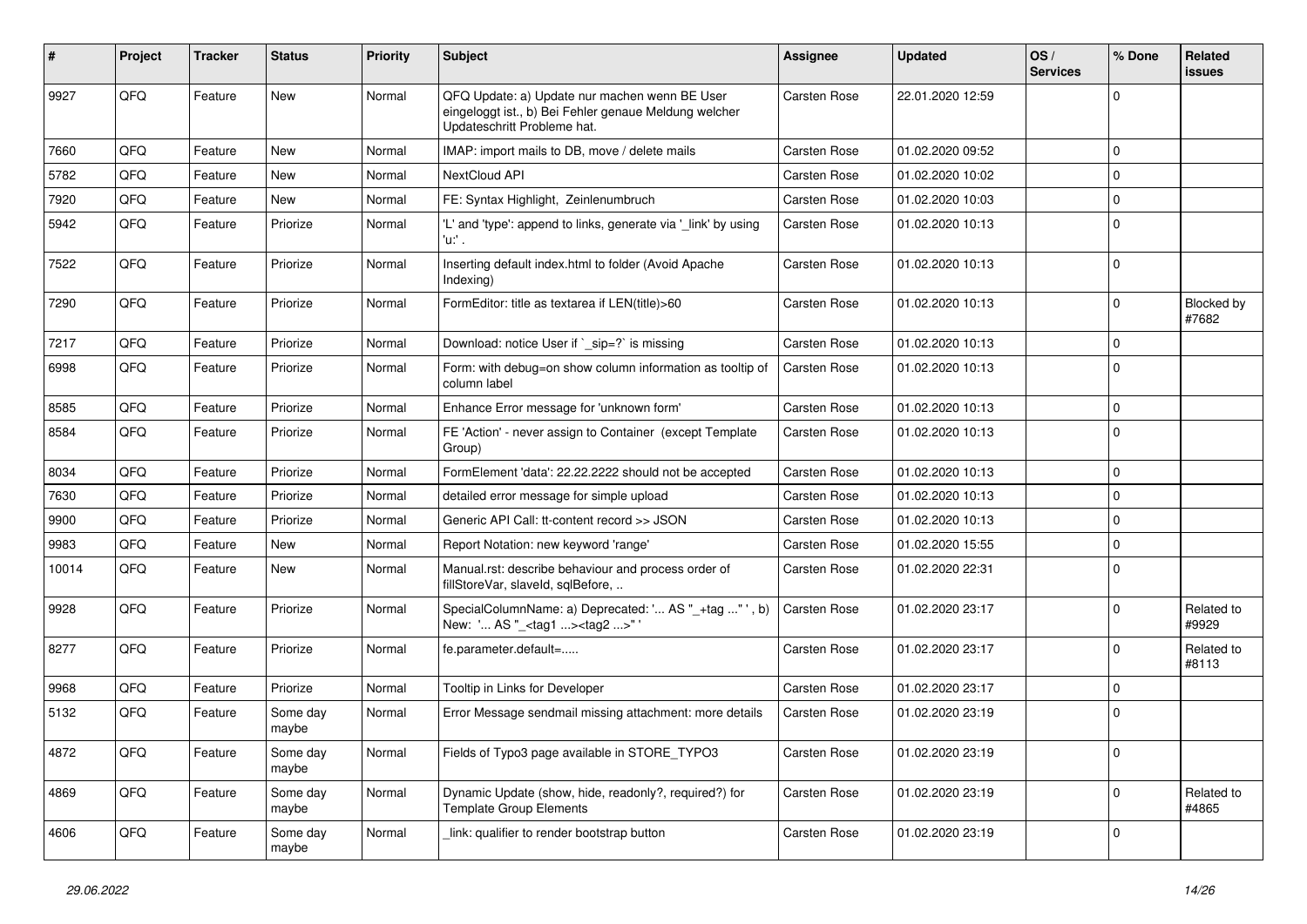| # | Project | Tracker | Status | Priority | Subject | Assignee | Updated | OS / Services | % Done | Related issues |
|---|---|---|---|---|---|---|---|---|---|---|
| 9927 | QFQ | Feature | New | Normal | QFQ Update: a) Update nur machen wenn BE User eingeloggt ist., b) Bei Fehler genaue Meldung welcher Updateschritt Probleme hat. | Carsten Rose | 22.01.2020 12:59 | | 0 | |
| 7660 | QFQ | Feature | New | Normal | IMAP: import mails to DB, move / delete mails | Carsten Rose | 01.02.2020 09:52 | | 0 | |
| 5782 | QFQ | Feature | New | Normal | NextCloud API | Carsten Rose | 01.02.2020 10:02 | | 0 | |
| 7920 | QFQ | Feature | New | Normal | FE: Syntax Highlight, Zeilenumbruch | Carsten Rose | 01.02.2020 10:03 | | 0 | |
| 5942 | QFQ | Feature | Priorize | Normal | 'L' and 'type': append to links, generate via '_link' by using 'u:' . | Carsten Rose | 01.02.2020 10:13 | | 0 | |
| 7522 | QFQ | Feature | Priorize | Normal | Inserting default index.html to folder (Avoid Apache Indexing) | Carsten Rose | 01.02.2020 10:13 | | 0 | |
| 7290 | QFQ | Feature | Priorize | Normal | FormEditor: title as textarea if LEN(title)>60 | Carsten Rose | 01.02.2020 10:13 | | 0 | Blocked by #7682 |
| 7217 | QFQ | Feature | Priorize | Normal | Download: notice User if `_sip=?` is missing | Carsten Rose | 01.02.2020 10:13 | | 0 | |
| 6998 | QFQ | Feature | Priorize | Normal | Form: with debug=on show column information as tooltip of column label | Carsten Rose | 01.02.2020 10:13 | | 0 | |
| 8585 | QFQ | Feature | Priorize | Normal | Enhance Error message for 'unknown form' | Carsten Rose | 01.02.2020 10:13 | | 0 | |
| 8584 | QFQ | Feature | Priorize | Normal | FE 'Action' - never assign to Container (except Template Group) | Carsten Rose | 01.02.2020 10:13 | | 0 | |
| 8034 | QFQ | Feature | Priorize | Normal | FormElement 'data': 22.22.2222 should not be accepted | Carsten Rose | 01.02.2020 10:13 | | 0 | |
| 7630 | QFQ | Feature | Priorize | Normal | detailed error message for simple upload | Carsten Rose | 01.02.2020 10:13 | | 0 | |
| 9900 | QFQ | Feature | Priorize | Normal | Generic API Call: tt-content record >> JSON | Carsten Rose | 01.02.2020 10:13 | | 0 | |
| 9983 | QFQ | Feature | New | Normal | Report Notation: new keyword 'range' | Carsten Rose | 01.02.2020 15:55 | | 0 | |
| 10014 | QFQ | Feature | New | Normal | Manual.rst: describe behaviour and process order of fillStoreVar, slaveId, sqlBefore, .. | Carsten Rose | 01.02.2020 22:31 | | 0 | |
| 9928 | QFQ | Feature | Priorize | Normal | SpecialColumnName: a) Deprecated: '... AS "_+tag ..." ', b) New: '... AS "_<tag1 ...><tag2 ...>" ' | Carsten Rose | 01.02.2020 23:17 | | 0 | Related to #9929 |
| 8277 | QFQ | Feature | Priorize | Normal | fe.parameter.default=..... | Carsten Rose | 01.02.2020 23:17 | | 0 | Related to #8113 |
| 9968 | QFQ | Feature | Priorize | Normal | Tooltip in Links for Developer | Carsten Rose | 01.02.2020 23:17 | | 0 | |
| 5132 | QFQ | Feature | Some day maybe | Normal | Error Message sendmail missing attachment: more details | Carsten Rose | 01.02.2020 23:19 | | 0 | |
| 4872 | QFQ | Feature | Some day maybe | Normal | Fields of Typo3 page available in STORE_TYPO3 | Carsten Rose | 01.02.2020 23:19 | | 0 | |
| 4869 | QFQ | Feature | Some day maybe | Normal | Dynamic Update (show, hide, readonly?, required?) for Template Group Elements | Carsten Rose | 01.02.2020 23:19 | | 0 | Related to #4865 |
| 4606 | QFQ | Feature | Some day maybe | Normal | _link: qualifier to render bootstrap button | Carsten Rose | 01.02.2020 23:19 | | 0 | |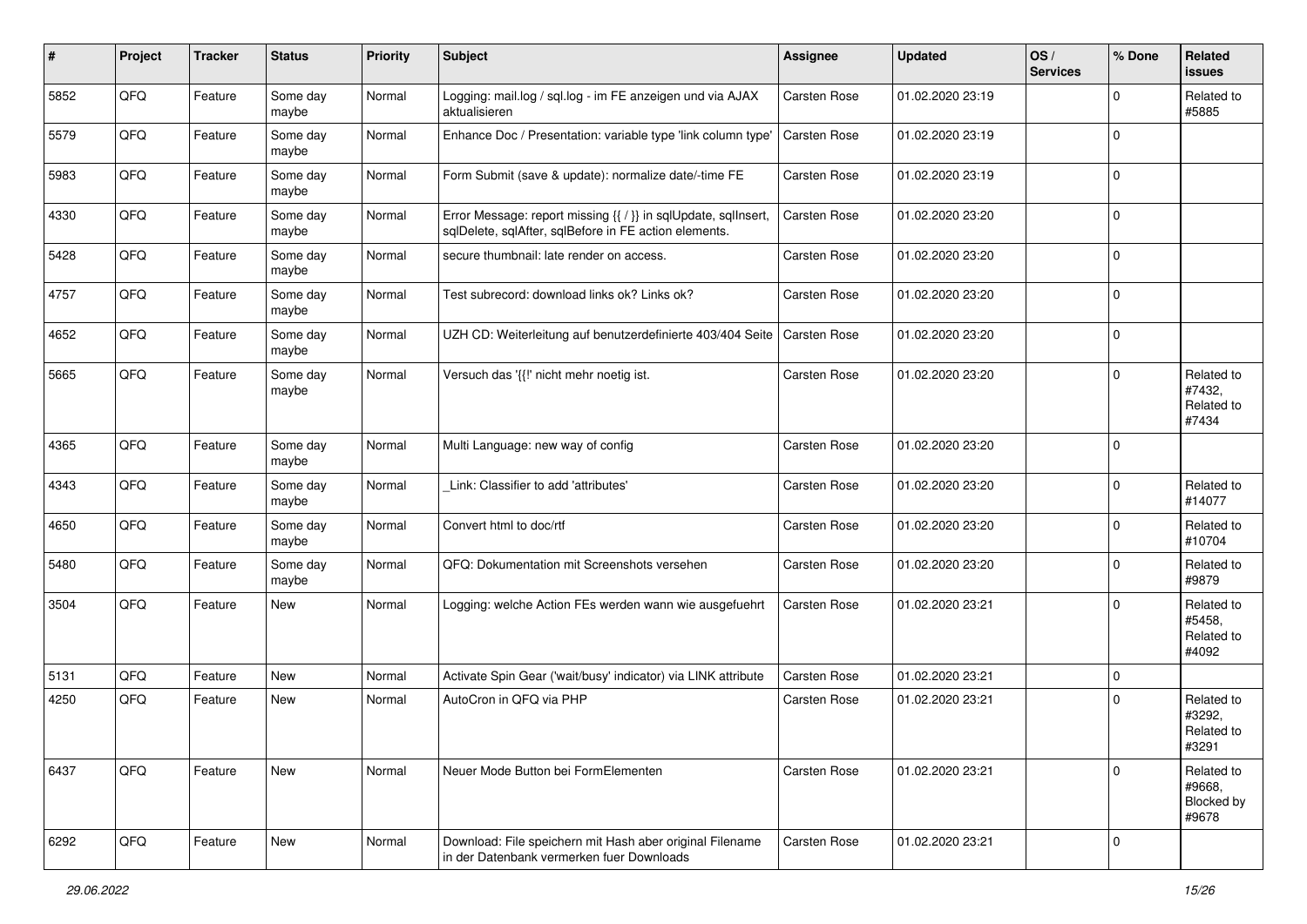| # | Project | Tracker | Status | Priority | Subject | Assignee | Updated | OS / Services | % Done | Related issues |
|---|---|---|---|---|---|---|---|---|---|---|
| 5852 | QFQ | Feature | Some day maybe | Normal | Logging: mail.log / sql.log - im FE anzeigen und via AJAX aktualisieren | Carsten Rose | 01.02.2020 23:19 | | 0 | Related to #5885 |
| 5579 | QFQ | Feature | Some day maybe | Normal | Enhance Doc / Presentation: variable type 'link column type' | Carsten Rose | 01.02.2020 23:19 | | 0 | |
| 5983 | QFQ | Feature | Some day maybe | Normal | Form Submit (save & update): normalize date/-time FE | Carsten Rose | 01.02.2020 23:19 | | 0 | |
| 4330 | QFQ | Feature | Some day maybe | Normal | Error Message: report missing {{ / }} in sqlUpdate, sqlInsert, sqlDelete, sqlAfter, sqlBefore in FE action elements. | Carsten Rose | 01.02.2020 23:20 | | 0 | |
| 5428 | QFQ | Feature | Some day maybe | Normal | secure thumbnail: late render on access. | Carsten Rose | 01.02.2020 23:20 | | 0 | |
| 4757 | QFQ | Feature | Some day maybe | Normal | Test subrecord: download links ok? Links ok? | Carsten Rose | 01.02.2020 23:20 | | 0 | |
| 4652 | QFQ | Feature | Some day maybe | Normal | UZH CD: Weiterleitung auf benutzerdefinierte 403/404 Seite | Carsten Rose | 01.02.2020 23:20 | | 0 | |
| 5665 | QFQ | Feature | Some day maybe | Normal | Versuch das '{{!' nicht mehr noetig ist. | Carsten Rose | 01.02.2020 23:20 | | 0 | Related to #7432, Related to #7434 |
| 4365 | QFQ | Feature | Some day maybe | Normal | Multi Language: new way of config | Carsten Rose | 01.02.2020 23:20 | | 0 | |
| 4343 | QFQ | Feature | Some day maybe | Normal | _Link: Classifier to add 'attributes' | Carsten Rose | 01.02.2020 23:20 | | 0 | Related to #14077 |
| 4650 | QFQ | Feature | Some day maybe | Normal | Convert html to doc/rtf | Carsten Rose | 01.02.2020 23:20 | | 0 | Related to #10704 |
| 5480 | QFQ | Feature | Some day maybe | Normal | QFQ: Dokumentation mit Screenshots versehen | Carsten Rose | 01.02.2020 23:20 | | 0 | Related to #9879 |
| 3504 | QFQ | Feature | New | Normal | Logging: welche Action FEs werden wann wie ausgefuehrt | Carsten Rose | 01.02.2020 23:21 | | 0 | Related to #5458, Related to #4092 |
| 5131 | QFQ | Feature | New | Normal | Activate Spin Gear ('wait/busy' indicator) via LINK attribute | Carsten Rose | 01.02.2020 23:21 | | 0 | |
| 4250 | QFQ | Feature | New | Normal | AutoCron in QFQ via PHP | Carsten Rose | 01.02.2020 23:21 | | 0 | Related to #3292, Related to #3291 |
| 6437 | QFQ | Feature | New | Normal | Neuer Mode Button bei FormElementen | Carsten Rose | 01.02.2020 23:21 | | 0 | Related to #9668, Blocked by #9678 |
| 6292 | QFQ | Feature | New | Normal | Download: File speichern mit Hash aber original Filename in der Datenbank vermerken fuer Downloads | Carsten Rose | 01.02.2020 23:21 | | 0 | |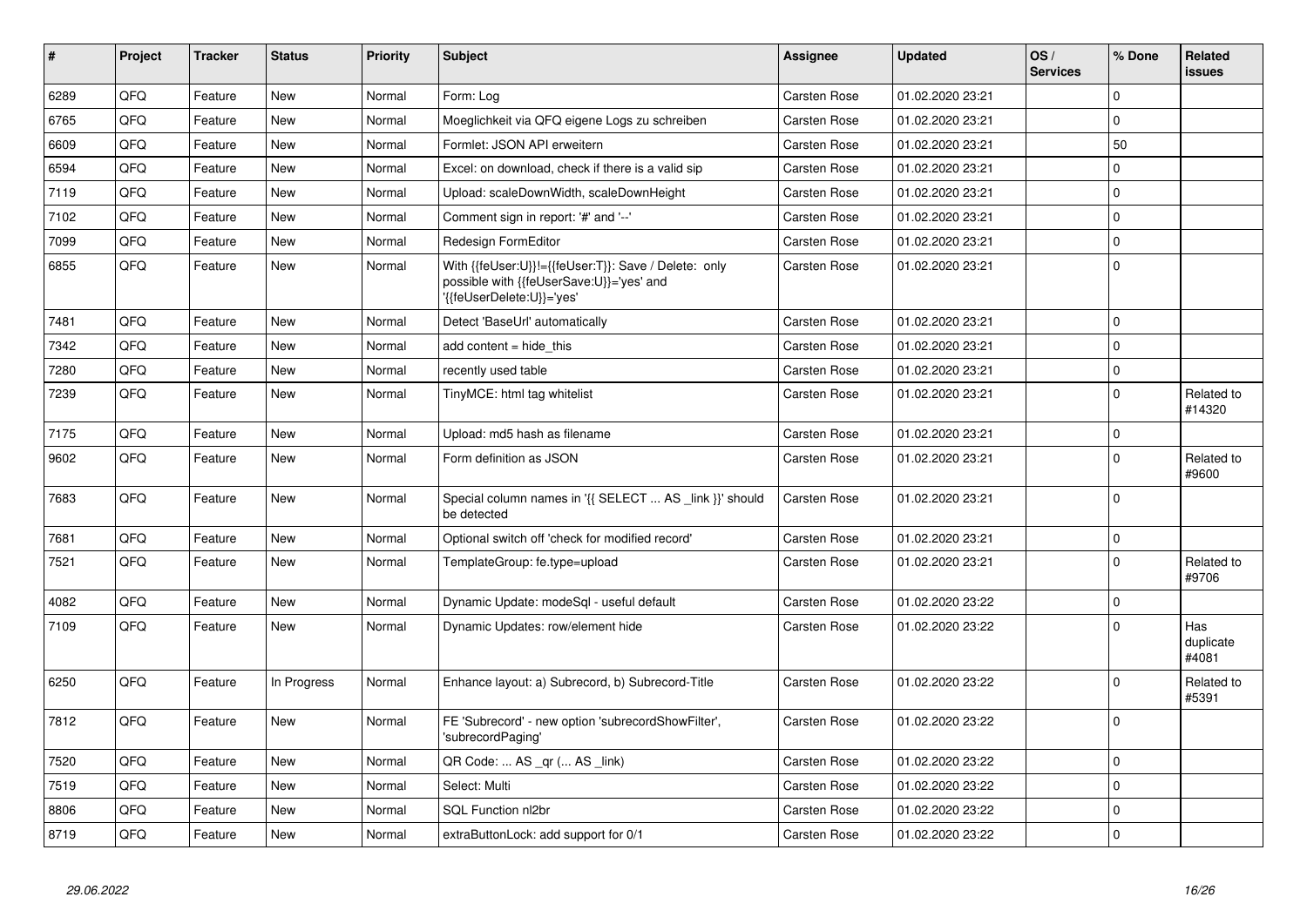| # | Project | Tracker | Status | Priority | Subject | Assignee | Updated | OS / Services | % Done | Related issues |
|---|---|---|---|---|---|---|---|---|---|---|
| 6289 | QFQ | Feature | New | Normal | Form: Log | Carsten Rose | 01.02.2020 23:21 | | 0 | |
| 6765 | QFQ | Feature | New | Normal | Moeglichkeit via QFQ eigene Logs zu schreiben | Carsten Rose | 01.02.2020 23:21 | | 0 | |
| 6609 | QFQ | Feature | New | Normal | Formlet: JSON API erweitern | Carsten Rose | 01.02.2020 23:21 | | 50 | |
| 6594 | QFQ | Feature | New | Normal | Excel: on download, check if there is a valid sip | Carsten Rose | 01.02.2020 23:21 | | 0 | |
| 7119 | QFQ | Feature | New | Normal | Upload: scaleDownWidth, scaleDownHeight | Carsten Rose | 01.02.2020 23:21 | | 0 | |
| 7102 | QFQ | Feature | New | Normal | Comment sign in report: '#' and '--' | Carsten Rose | 01.02.2020 23:21 | | 0 | |
| 7099 | QFQ | Feature | New | Normal | Redesign FormEditor | Carsten Rose | 01.02.2020 23:21 | | 0 | |
| 6855 | QFQ | Feature | New | Normal | With {{feUser:U}}!={{feUser:T}}: Save / Delete: only possible with {{feUserSave:U}}='yes' and '{{feUserDelete:U}}='yes' | Carsten Rose | 01.02.2020 23:21 | | 0 | |
| 7481 | QFQ | Feature | New | Normal | Detect 'BaseUrl' automatically | Carsten Rose | 01.02.2020 23:21 | | 0 | |
| 7342 | QFQ | Feature | New | Normal | add content = hide_this | Carsten Rose | 01.02.2020 23:21 | | 0 | |
| 7280 | QFQ | Feature | New | Normal | recently used table | Carsten Rose | 01.02.2020 23:21 | | 0 | |
| 7239 | QFQ | Feature | New | Normal | TinyMCE: html tag whitelist | Carsten Rose | 01.02.2020 23:21 | | 0 | Related to #14320 |
| 7175 | QFQ | Feature | New | Normal | Upload: md5 hash as filename | Carsten Rose | 01.02.2020 23:21 | | 0 | |
| 9602 | QFQ | Feature | New | Normal | Form definition as JSON | Carsten Rose | 01.02.2020 23:21 | | 0 | Related to #9600 |
| 7683 | QFQ | Feature | New | Normal | Special column names in '{{ SELECT ... AS _link }}' should be detected | Carsten Rose | 01.02.2020 23:21 | | 0 | |
| 7681 | QFQ | Feature | New | Normal | Optional switch off 'check for modified record' | Carsten Rose | 01.02.2020 23:21 | | 0 | |
| 7521 | QFQ | Feature | New | Normal | TemplateGroup: fe.type=upload | Carsten Rose | 01.02.2020 23:21 | | 0 | Related to #9706 |
| 4082 | QFQ | Feature | New | Normal | Dynamic Update: modeSql - useful default | Carsten Rose | 01.02.2020 23:22 | | 0 | |
| 7109 | QFQ | Feature | New | Normal | Dynamic Updates: row/element hide | Carsten Rose | 01.02.2020 23:22 | | 0 | Has duplicate #4081 |
| 6250 | QFQ | Feature | In Progress | Normal | Enhance layout: a) Subrecord, b) Subrecord-Title | Carsten Rose | 01.02.2020 23:22 | | 0 | Related to #5391 |
| 7812 | QFQ | Feature | New | Normal | FE 'Subrecord' - new option 'subrecordShowFilter', 'subrecordPaging' | Carsten Rose | 01.02.2020 23:22 | | 0 | |
| 7520 | QFQ | Feature | New | Normal | QR Code: ... AS _qr (... AS _link) | Carsten Rose | 01.02.2020 23:22 | | 0 | |
| 7519 | QFQ | Feature | New | Normal | Select: Multi | Carsten Rose | 01.02.2020 23:22 | | 0 | |
| 8806 | QFQ | Feature | New | Normal | SQL Function nl2br | Carsten Rose | 01.02.2020 23:22 | | 0 | |
| 8719 | QFQ | Feature | New | Normal | extraButtonLock: add support for 0/1 | Carsten Rose | 01.02.2020 23:22 | | 0 | |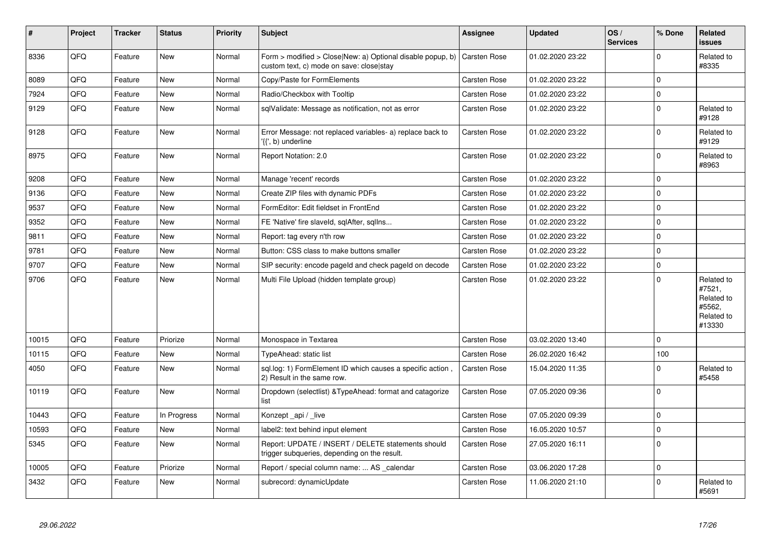| # | Project | Tracker | Status | Priority | Subject | Assignee | Updated | OS / Services | % Done | Related issues |
|---|---|---|---|---|---|---|---|---|---|---|
| 8336 | QFQ | Feature | New | Normal | Form > modified > Close\|New: a) Optional disable popup, b) custom text, c) mode on save: close\|stay | Carsten Rose | 01.02.2020 23:22 | | 0 | Related to #8335 |
| 8089 | QFQ | Feature | New | Normal | Copy/Paste for FormElements | Carsten Rose | 01.02.2020 23:22 | | 0 | |
| 7924 | QFQ | Feature | New | Normal | Radio/Checkbox with Tooltip | Carsten Rose | 01.02.2020 23:22 | | 0 | |
| 9129 | QFQ | Feature | New | Normal | sqlValidate: Message as notification, not as error | Carsten Rose | 01.02.2020 23:22 | | 0 | Related to #9128 |
| 9128 | QFQ | Feature | New | Normal | Error Message: not replaced variables- a) replace back to '{{', b) underline | Carsten Rose | 01.02.2020 23:22 | | 0 | Related to #9129 |
| 8975 | QFQ | Feature | New | Normal | Report Notation: 2.0 | Carsten Rose | 01.02.2020 23:22 | | 0 | Related to #8963 |
| 9208 | QFQ | Feature | New | Normal | Manage 'recent' records | Carsten Rose | 01.02.2020 23:22 | | 0 | |
| 9136 | QFQ | Feature | New | Normal | Create ZIP files with dynamic PDFs | Carsten Rose | 01.02.2020 23:22 | | 0 | |
| 9537 | QFQ | Feature | New | Normal | FormEditor: Edit fieldset in FrontEnd | Carsten Rose | 01.02.2020 23:22 | | 0 | |
| 9352 | QFQ | Feature | New | Normal | FE 'Native' fire slaveId, sqlAfter, sqlIns... | Carsten Rose | 01.02.2020 23:22 | | 0 | |
| 9811 | QFQ | Feature | New | Normal | Report: tag every n'th row | Carsten Rose | 01.02.2020 23:22 | | 0 | |
| 9781 | QFQ | Feature | New | Normal | Button: CSS class to make buttons smaller | Carsten Rose | 01.02.2020 23:22 | | 0 | |
| 9707 | QFQ | Feature | New | Normal | SIP security: encode pageId and check pageId on decode | Carsten Rose | 01.02.2020 23:22 | | 0 | |
| 9706 | QFQ | Feature | New | Normal | Multi File Upload (hidden template group) | Carsten Rose | 01.02.2020 23:22 | | 0 | Related to #7521, Related to #5562, Related to #13330 |
| 10015 | QFQ | Feature | Priorize | Normal | Monospace in Textarea | Carsten Rose | 03.02.2020 13:40 | | 0 | |
| 10115 | QFQ | Feature | New | Normal | TypeAhead: static list | Carsten Rose | 26.02.2020 16:42 | | 100 | |
| 4050 | QFQ | Feature | New | Normal | sql.log: 1) FormElement ID which causes a specific action , 2) Result in the same row. | Carsten Rose | 15.04.2020 11:35 | | 0 | Related to #5458 |
| 10119 | QFQ | Feature | New | Normal | Dropdown (selectlist) &TypeAhead: format and catagorize list | Carsten Rose | 07.05.2020 09:36 | | 0 | |
| 10443 | QFQ | Feature | In Progress | Normal | Konzept _api / _live | Carsten Rose | 07.05.2020 09:39 | | 0 | |
| 10593 | QFQ | Feature | New | Normal | label2: text behind input element | Carsten Rose | 16.05.2020 10:57 | | 0 | |
| 5345 | QFQ | Feature | New | Normal | Report: UPDATE / INSERT / DELETE statements should trigger subqueries, depending on the result. | Carsten Rose | 27.05.2020 16:11 | | 0 | |
| 10005 | QFQ | Feature | Priorize | Normal | Report / special column name: ... AS _calendar | Carsten Rose | 03.06.2020 17:28 | | 0 | |
| 3432 | QFQ | Feature | New | Normal | subrecord: dynamicUpdate | Carsten Rose | 11.06.2020 21:10 | | 0 | Related to #5691 |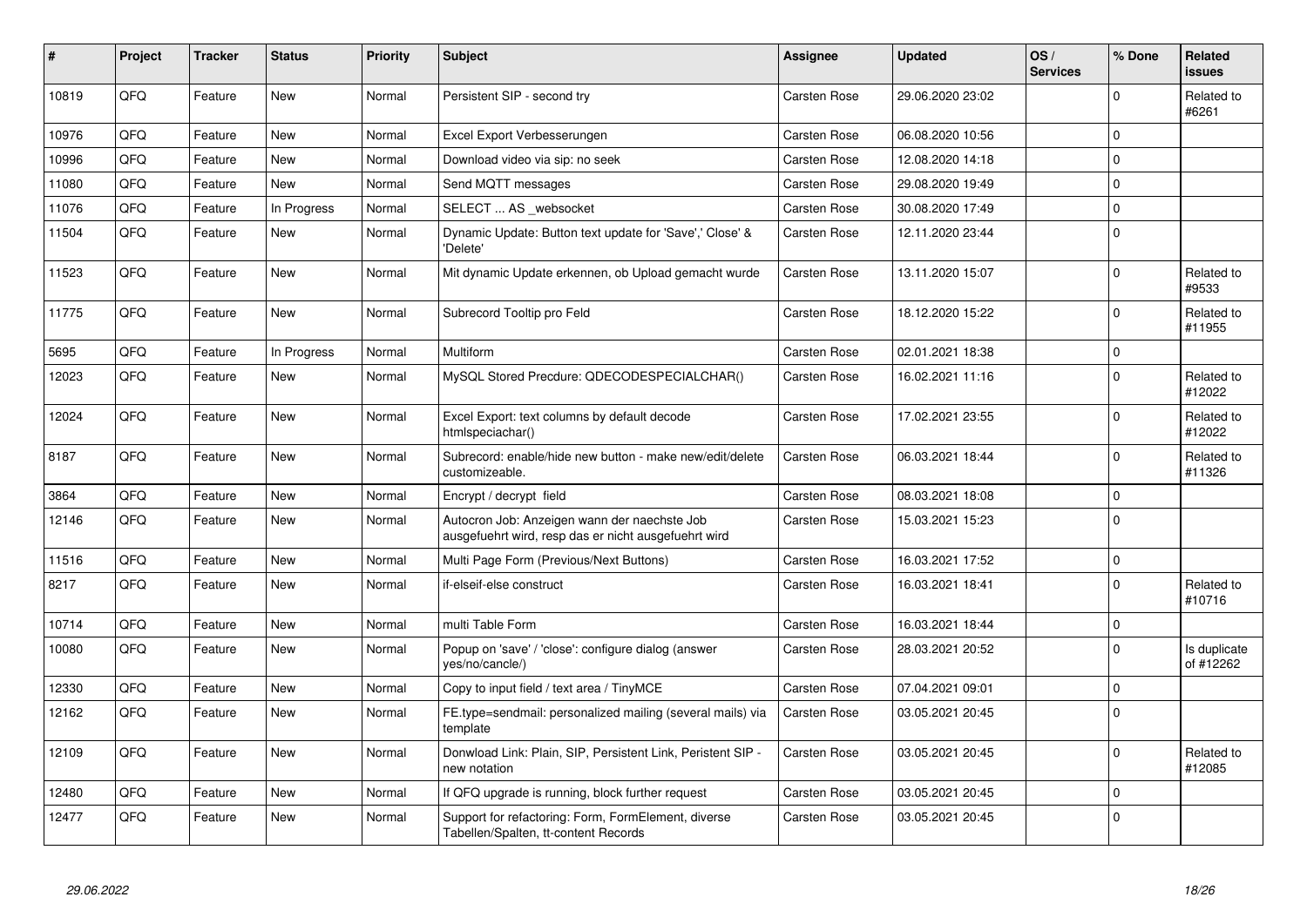| # | Project | Tracker | Status | Priority | Subject | Assignee | Updated | OS / Services | % Done | Related issues |
|---|---|---|---|---|---|---|---|---|---|---|
| 10819 | QFQ | Feature | New | Normal | Persistent SIP - second try | Carsten Rose | 29.06.2020 23:02 | | 0 | Related to #6261 |
| 10976 | QFQ | Feature | New | Normal | Excel Export Verbesserungen | Carsten Rose | 06.08.2020 10:56 | | 0 | |
| 10996 | QFQ | Feature | New | Normal | Download video via sip: no seek | Carsten Rose | 12.08.2020 14:18 | | 0 | |
| 11080 | QFQ | Feature | New | Normal | Send MQTT messages | Carsten Rose | 29.08.2020 19:49 | | 0 | |
| 11076 | QFQ | Feature | In Progress | Normal | SELECT ... AS _websocket | Carsten Rose | 30.08.2020 17:49 | | 0 | |
| 11504 | QFQ | Feature | New | Normal | Dynamic Update: Button text update for 'Save',' Close' & 'Delete' | Carsten Rose | 12.11.2020 23:44 | | 0 | |
| 11523 | QFQ | Feature | New | Normal | Mit dynamic Update erkennen, ob Upload gemacht wurde | Carsten Rose | 13.11.2020 15:07 | | 0 | Related to #9533 |
| 11775 | QFQ | Feature | New | Normal | Subrecord Tooltip pro Feld | Carsten Rose | 18.12.2020 15:22 | | 0 | Related to #11955 |
| 5695 | QFQ | Feature | In Progress | Normal | Multiform | Carsten Rose | 02.01.2021 18:38 | | 0 | |
| 12023 | QFQ | Feature | New | Normal | MySQL Stored Precdure: QDECODESPECIALCHAR() | Carsten Rose | 16.02.2021 11:16 | | 0 | Related to #12022 |
| 12024 | QFQ | Feature | New | Normal | Excel Export: text columns by default decode htmlspeciachar() | Carsten Rose | 17.02.2021 23:55 | | 0 | Related to #12022 |
| 8187 | QFQ | Feature | New | Normal | Subrecord: enable/hide new button - make new/edit/delete customizeable. | Carsten Rose | 06.03.2021 18:44 | | 0 | Related to #11326 |
| 3864 | QFQ | Feature | New | Normal | Encrypt / decrypt field | Carsten Rose | 08.03.2021 18:08 | | 0 | |
| 12146 | QFQ | Feature | New | Normal | Autocron Job: Anzeigen wann der naechste Job ausgefuehrt wird, resp das er nicht ausgefuehrt wird | Carsten Rose | 15.03.2021 15:23 | | 0 | |
| 11516 | QFQ | Feature | New | Normal | Multi Page Form (Previous/Next Buttons) | Carsten Rose | 16.03.2021 17:52 | | 0 | |
| 8217 | QFQ | Feature | New | Normal | if-elseif-else construct | Carsten Rose | 16.03.2021 18:41 | | 0 | Related to #10716 |
| 10714 | QFQ | Feature | New | Normal | multi Table Form | Carsten Rose | 16.03.2021 18:44 | | 0 | |
| 10080 | QFQ | Feature | New | Normal | Popup on 'save' / 'close': configure dialog (answer yes/no/cancle/) | Carsten Rose | 28.03.2021 20:52 | | 0 | Is duplicate of #12262 |
| 12330 | QFQ | Feature | New | Normal | Copy to input field / text area / TinyMCE | Carsten Rose | 07.04.2021 09:01 | | 0 | |
| 12162 | QFQ | Feature | New | Normal | FE.type=sendmail: personalized mailing (several mails) via template | Carsten Rose | 03.05.2021 20:45 | | 0 | |
| 12109 | QFQ | Feature | New | Normal | Donwload Link: Plain, SIP, Persistent Link, Peristent SIP - new notation | Carsten Rose | 03.05.2021 20:45 | | 0 | Related to #12085 |
| 12480 | QFQ | Feature | New | Normal | If QFQ upgrade is running, block further request | Carsten Rose | 03.05.2021 20:45 | | 0 | |
| 12477 | QFQ | Feature | New | Normal | Support for refactoring: Form, FormElement, diverse Tabellen/Spalten, tt-content Records | Carsten Rose | 03.05.2021 20:45 | | 0 | |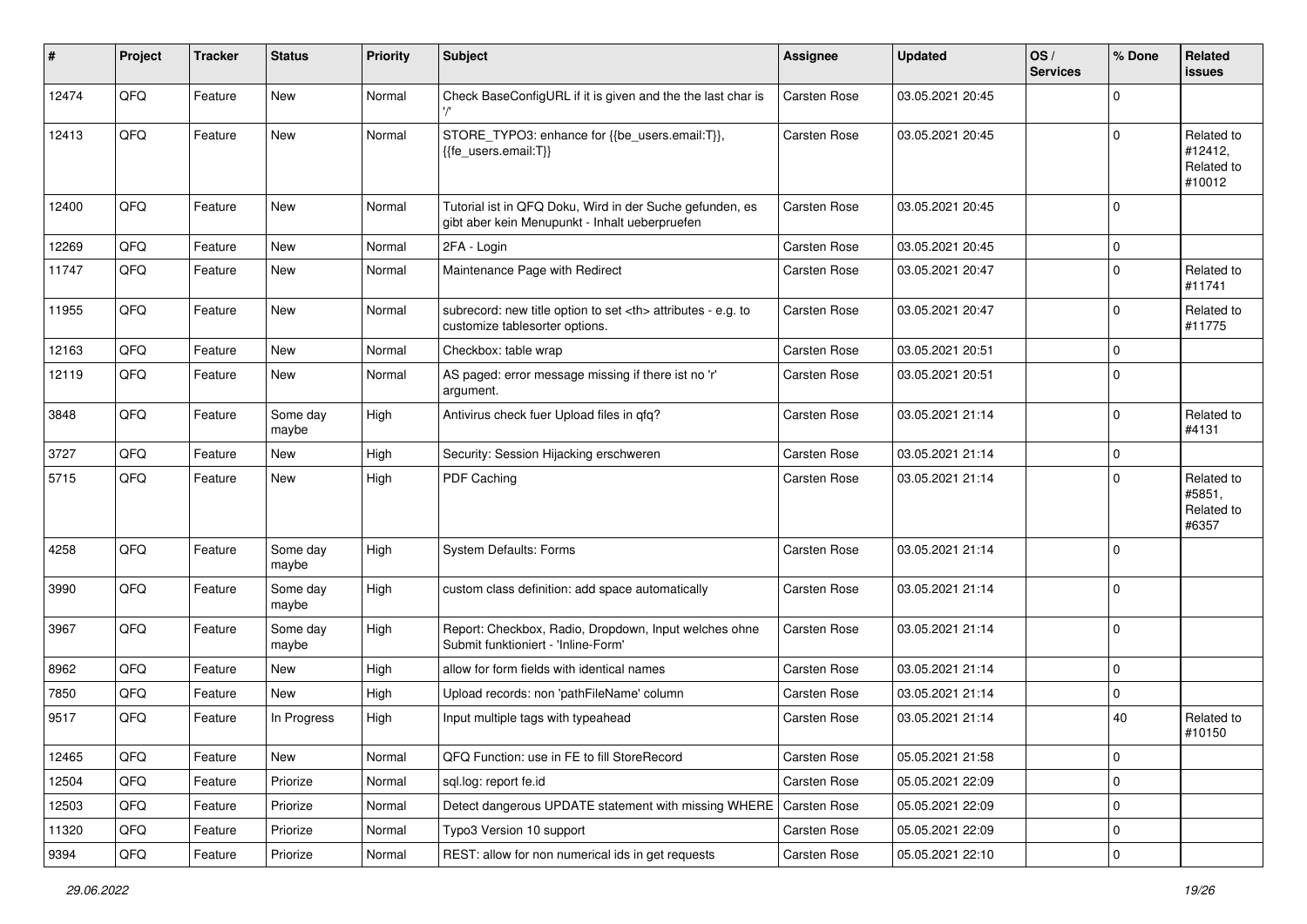| # | Project | Tracker | Status | Priority | Subject | Assignee | Updated | OS / Services | % Done | Related issues |
|---|---|---|---|---|---|---|---|---|---|---|
| 12474 | QFQ | Feature | New | Normal | Check BaseConfigURL if it is given and the the last char is '/' | Carsten Rose | 03.05.2021 20:45 | | 0 | |
| 12413 | QFQ | Feature | New | Normal | STORE_TYPO3: enhance for {{be_users.email:T}}, {{fe_users.email:T}} | Carsten Rose | 03.05.2021 20:45 | | 0 | Related to #12412, Related to #10012 |
| 12400 | QFQ | Feature | New | Normal | Tutorial ist in QFQ Doku, Wird in der Suche gefunden, es gibt aber kein Menupunkt - Inhalt ueberpruefen | Carsten Rose | 03.05.2021 20:45 | | 0 | |
| 12269 | QFQ | Feature | New | Normal | 2FA - Login | Carsten Rose | 03.05.2021 20:45 | | 0 | |
| 11747 | QFQ | Feature | New | Normal | Maintenance Page with Redirect | Carsten Rose | 03.05.2021 20:47 | | 0 | Related to #11741 |
| 11955 | QFQ | Feature | New | Normal | subrecord: new title option to set <th> attributes - e.g. to customize tablesorter options. | Carsten Rose | 03.05.2021 20:47 | | 0 | Related to #11775 |
| 12163 | QFQ | Feature | New | Normal | Checkbox: table wrap | Carsten Rose | 03.05.2021 20:51 | | 0 | |
| 12119 | QFQ | Feature | New | Normal | AS paged: error message missing if there ist no 'r' argument. | Carsten Rose | 03.05.2021 20:51 | | 0 | |
| 3848 | QFQ | Feature | Some day maybe | High | Antivirus check fuer Upload files in qfq? | Carsten Rose | 03.05.2021 21:14 | | 0 | Related to #4131 |
| 3727 | QFQ | Feature | New | High | Security: Session Hijacking erschweren | Carsten Rose | 03.05.2021 21:14 | | 0 | |
| 5715 | QFQ | Feature | New | High | PDF Caching | Carsten Rose | 03.05.2021 21:14 | | 0 | Related to #5851, Related to #6357 |
| 4258 | QFQ | Feature | Some day maybe | High | System Defaults: Forms | Carsten Rose | 03.05.2021 21:14 | | 0 | |
| 3990 | QFQ | Feature | Some day maybe | High | custom class definition: add space automatically | Carsten Rose | 03.05.2021 21:14 | | 0 | |
| 3967 | QFQ | Feature | Some day maybe | High | Report: Checkbox, Radio, Dropdown, Input welches ohne Submit funktioniert - 'Inline-Form' | Carsten Rose | 03.05.2021 21:14 | | 0 | |
| 8962 | QFQ | Feature | New | High | allow for form fields with identical names | Carsten Rose | 03.05.2021 21:14 | | 0 | |
| 7850 | QFQ | Feature | New | High | Upload records: non 'pathFileName' column | Carsten Rose | 03.05.2021 21:14 | | 0 | |
| 9517 | QFQ | Feature | In Progress | High | Input multiple tags with typeahead | Carsten Rose | 03.05.2021 21:14 | | 40 | Related to #10150 |
| 12465 | QFQ | Feature | New | Normal | QFQ Function: use in FE to fill StoreRecord | Carsten Rose | 05.05.2021 21:58 | | 0 | |
| 12504 | QFQ | Feature | Priorize | Normal | sql.log: report fe.id | Carsten Rose | 05.05.2021 22:09 | | 0 | |
| 12503 | QFQ | Feature | Priorize | Normal | Detect dangerous UPDATE statement with missing WHERE | Carsten Rose | 05.05.2021 22:09 | | 0 | |
| 11320 | QFQ | Feature | Priorize | Normal | Typo3 Version 10 support | Carsten Rose | 05.05.2021 22:09 | | 0 | |
| 9394 | QFQ | Feature | Priorize | Normal | REST: allow for non numerical ids in get requests | Carsten Rose | 05.05.2021 22:10 | | 0 | |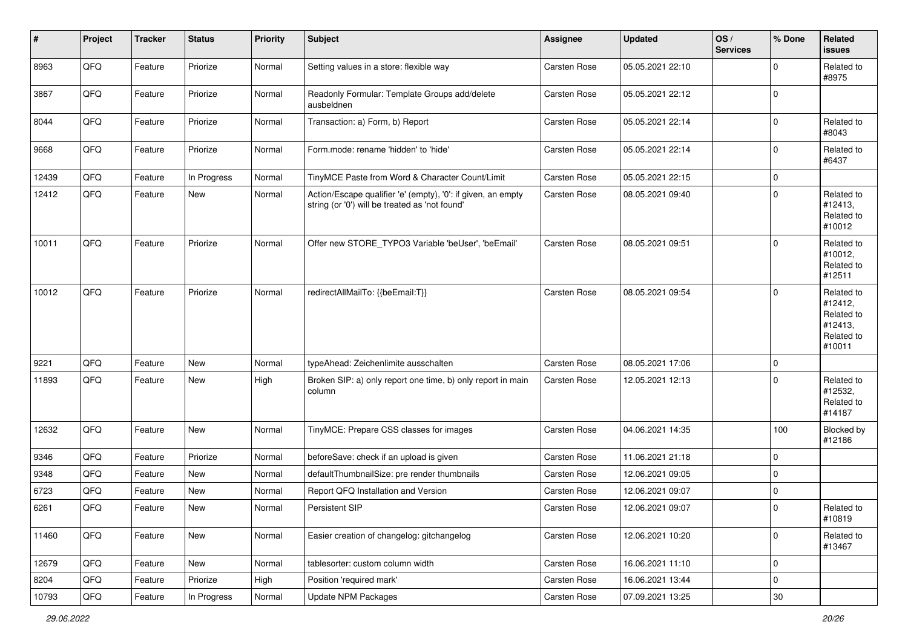| # | Project | Tracker | Status | Priority | Subject | Assignee | Updated | OS / Services | % Done | Related issues |
|---|---|---|---|---|---|---|---|---|---|---|
| 8963 | QFQ | Feature | Priorize | Normal | Setting values in a store: flexible way | Carsten Rose | 05.05.2021 22:10 | | 0 | Related to #8975 |
| 3867 | QFQ | Feature | Priorize | Normal | Readonly Formular: Template Groups add/delete ausbeldnen | Carsten Rose | 05.05.2021 22:12 | | 0 | |
| 8044 | QFQ | Feature | Priorize | Normal | Transaction: a) Form, b) Report | Carsten Rose | 05.05.2021 22:14 | | 0 | Related to #8043 |
| 9668 | QFQ | Feature | Priorize | Normal | Form.mode: rename 'hidden' to 'hide' | Carsten Rose | 05.05.2021 22:14 | | 0 | Related to #6437 |
| 12439 | QFQ | Feature | In Progress | Normal | TinyMCE Paste from Word & Character Count/Limit | Carsten Rose | 05.05.2021 22:15 | | 0 | |
| 12412 | QFQ | Feature | New | Normal | Action/Escape qualifier 'e' (empty), '0': if given, an empty string (or '0') will be treated as 'not found' | Carsten Rose | 08.05.2021 09:40 | | 0 | Related to #12413, Related to #10012 |
| 10011 | QFQ | Feature | Priorize | Normal | Offer new STORE_TYPO3 Variable 'beUser', 'beEmail' | Carsten Rose | 08.05.2021 09:51 | | 0 | Related to #10012, Related to #12511 |
| 10012 | QFQ | Feature | Priorize | Normal | redirectAllMailTo: {{beEmail:T}} | Carsten Rose | 08.05.2021 09:54 | | 0 | Related to #12412, Related to #12413, Related to #10011 |
| 9221 | QFQ | Feature | New | Normal | typeAhead: Zeichenlimite ausschalten | Carsten Rose | 08.05.2021 17:06 | | 0 | |
| 11893 | QFQ | Feature | New | High | Broken SIP: a) only report one time, b) only report in main column | Carsten Rose | 12.05.2021 12:13 | | 0 | Related to #12532, Related to #14187 |
| 12632 | QFQ | Feature | New | Normal | TinyMCE: Prepare CSS classes for images | Carsten Rose | 04.06.2021 14:35 | | 100 | Blocked by #12186 |
| 9346 | QFQ | Feature | Priorize | Normal | beforeSave: check if an upload is given | Carsten Rose | 11.06.2021 21:18 | | 0 | |
| 9348 | QFQ | Feature | New | Normal | defaultThumbnailSize: pre render thumbnails | Carsten Rose | 12.06.2021 09:05 | | 0 | |
| 6723 | QFQ | Feature | New | Normal | Report QFQ Installation and Version | Carsten Rose | 12.06.2021 09:07 | | 0 | |
| 6261 | QFQ | Feature | New | Normal | Persistent SIP | Carsten Rose | 12.06.2021 09:07 | | 0 | Related to #10819 |
| 11460 | QFQ | Feature | New | Normal | Easier creation of changelog: gitchangelog | Carsten Rose | 12.06.2021 10:20 | | 0 | Related to #13467 |
| 12679 | QFQ | Feature | New | Normal | tablesorter: custom column width | Carsten Rose | 16.06.2021 11:10 | | 0 | |
| 8204 | QFQ | Feature | Priorize | High | Position 'required mark' | Carsten Rose | 16.06.2021 13:44 | | 0 | |
| 10793 | QFQ | Feature | In Progress | Normal | Update NPM Packages | Carsten Rose | 07.09.2021 13:25 | | 30 | |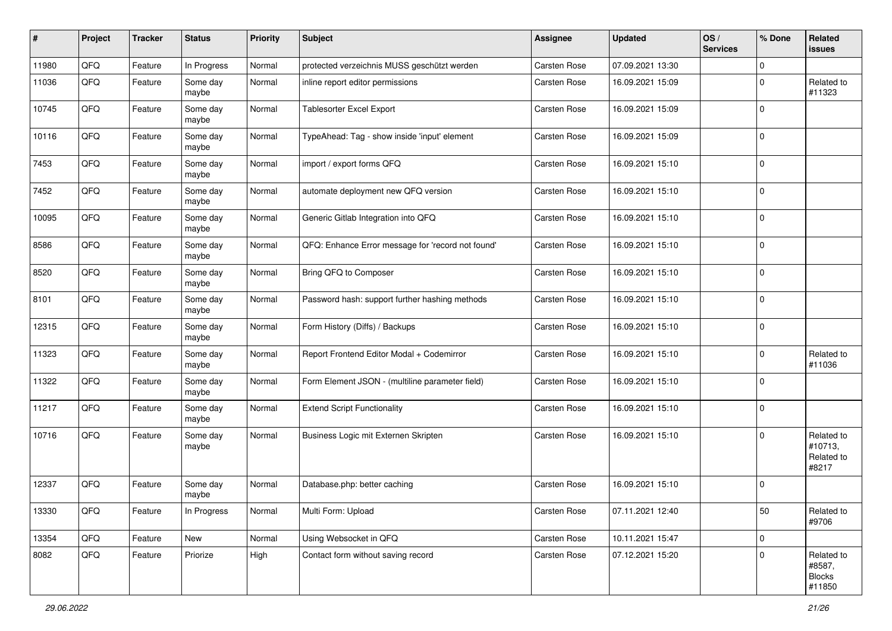| # | Project | Tracker | Status | Priority | Subject | Assignee | Updated | OS / Services | % Done | Related issues |
|---|---|---|---|---|---|---|---|---|---|---|
| 11980 | QFQ | Feature | In Progress | Normal | protected verzeichnis MUSS geschützt werden | Carsten Rose | 07.09.2021 13:30 | | 0 | |
| 11036 | QFQ | Feature | Some day maybe | Normal | inline report editor permissions | Carsten Rose | 16.09.2021 15:09 | | 0 | Related to #11323 |
| 10745 | QFQ | Feature | Some day maybe | Normal | Tablesorter Excel Export | Carsten Rose | 16.09.2021 15:09 | | 0 | |
| 10116 | QFQ | Feature | Some day maybe | Normal | TypeAhead: Tag - show inside 'input' element | Carsten Rose | 16.09.2021 15:09 | | 0 | |
| 7453 | QFQ | Feature | Some day maybe | Normal | import / export forms QFQ | Carsten Rose | 16.09.2021 15:10 | | 0 | |
| 7452 | QFQ | Feature | Some day maybe | Normal | automate deployment new QFQ version | Carsten Rose | 16.09.2021 15:10 | | 0 | |
| 10095 | QFQ | Feature | Some day maybe | Normal | Generic Gitlab Integration into QFQ | Carsten Rose | 16.09.2021 15:10 | | 0 | |
| 8586 | QFQ | Feature | Some day maybe | Normal | QFQ: Enhance Error message for 'record not found' | Carsten Rose | 16.09.2021 15:10 | | 0 | |
| 8520 | QFQ | Feature | Some day maybe | Normal | Bring QFQ to Composer | Carsten Rose | 16.09.2021 15:10 | | 0 | |
| 8101 | QFQ | Feature | Some day maybe | Normal | Password hash: support further hashing methods | Carsten Rose | 16.09.2021 15:10 | | 0 | |
| 12315 | QFQ | Feature | Some day maybe | Normal | Form History (Diffs) / Backups | Carsten Rose | 16.09.2021 15:10 | | 0 | |
| 11323 | QFQ | Feature | Some day maybe | Normal | Report Frontend Editor Modal + Codemirror | Carsten Rose | 16.09.2021 15:10 | | 0 | Related to #11036 |
| 11322 | QFQ | Feature | Some day maybe | Normal | Form Element JSON - (multiline parameter field) | Carsten Rose | 16.09.2021 15:10 | | 0 | |
| 11217 | QFQ | Feature | Some day maybe | Normal | Extend Script Functionality | Carsten Rose | 16.09.2021 15:10 | | 0 | |
| 10716 | QFQ | Feature | Some day maybe | Normal | Business Logic mit Externen Skripten | Carsten Rose | 16.09.2021 15:10 | | 0 | Related to #10713, Related to #8217 |
| 12337 | QFQ | Feature | Some day maybe | Normal | Database.php: better caching | Carsten Rose | 16.09.2021 15:10 | | 0 | |
| 13330 | QFQ | Feature | In Progress | Normal | Multi Form: Upload | Carsten Rose | 07.11.2021 12:40 | | 50 | Related to #9706 |
| 13354 | QFQ | Feature | New | Normal | Using Websocket in QFQ | Carsten Rose | 10.11.2021 15:47 | | 0 | |
| 8082 | QFQ | Feature | Priorize | High | Contact form without saving record | Carsten Rose | 07.12.2021 15:20 | | 0 | Related to #8587, Blocks #11850 |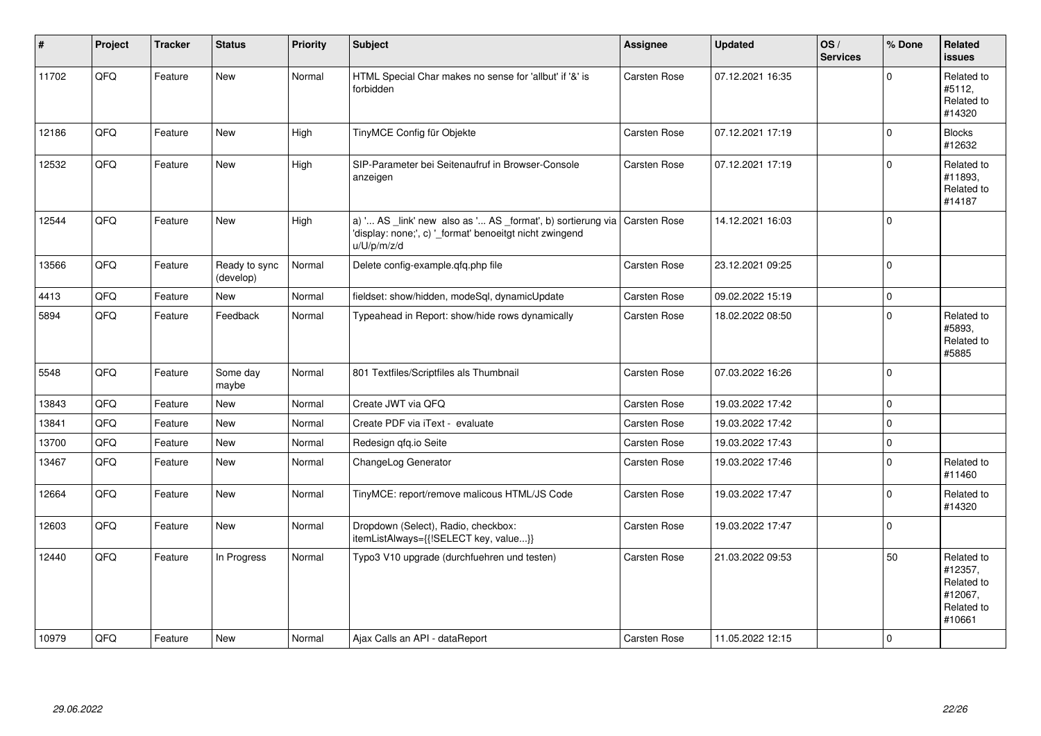| # | Project | Tracker | Status | Priority | Subject | Assignee | Updated | OS / Services | % Done | Related issues |
|---|---|---|---|---|---|---|---|---|---|---|
| 11702 | QFQ | Feature | New | Normal | HTML Special Char makes no sense for 'allbut' if '&' is forbidden | Carsten Rose | 07.12.2021 16:35 | | 0 | Related to #5112, Related to #14320 |
| 12186 | QFQ | Feature | New | High | TinyMCE Config für Objekte | Carsten Rose | 07.12.2021 17:19 | | 0 | Blocks #12632 |
| 12532 | QFQ | Feature | New | High | SIP-Parameter bei Seitenaufruf in Browser-Console anzeigen | Carsten Rose | 07.12.2021 17:19 | | 0 | Related to #11893, Related to #14187 |
| 12544 | QFQ | Feature | New | High | a) '... AS _link' new also as '... AS _format', b) sortierung via 'display: none;', c) '_format' benoeitgt nicht zwingend u/U/p/m/z/d | Carsten Rose | 14.12.2021 16:03 | | 0 | |
| 13566 | QFQ | Feature | Ready to sync (develop) | Normal | Delete config-example.qfq.php file | Carsten Rose | 23.12.2021 09:25 | | 0 | |
| 4413 | QFQ | Feature | New | Normal | fieldset: show/hidden, modeSql, dynamicUpdate | Carsten Rose | 09.02.2022 15:19 | | 0 | |
| 5894 | QFQ | Feature | Feedback | Normal | Typeahead in Report: show/hide rows dynamically | Carsten Rose | 18.02.2022 08:50 | | 0 | Related to #5893, Related to #5885 |
| 5548 | QFQ | Feature | Some day maybe | Normal | 801 Textfiles/Scriptfiles als Thumbnail | Carsten Rose | 07.03.2022 16:26 | | 0 | |
| 13843 | QFQ | Feature | New | Normal | Create JWT via QFQ | Carsten Rose | 19.03.2022 17:42 | | 0 | |
| 13841 | QFQ | Feature | New | Normal | Create PDF via iText - evaluate | Carsten Rose | 19.03.2022 17:42 | | 0 | |
| 13700 | QFQ | Feature | New | Normal | Redesign qfq.io Seite | Carsten Rose | 19.03.2022 17:43 | | 0 | |
| 13467 | QFQ | Feature | New | Normal | ChangeLog Generator | Carsten Rose | 19.03.2022 17:46 | | 0 | Related to #11460 |
| 12664 | QFQ | Feature | New | Normal | TinyMCE: report/remove malicous HTML/JS Code | Carsten Rose | 19.03.2022 17:47 | | 0 | Related to #14320 |
| 12603 | QFQ | Feature | New | Normal | Dropdown (Select), Radio, checkbox: itemListAlways={{!SELECT key, value...}} | Carsten Rose | 19.03.2022 17:47 | | 0 | |
| 12440 | QFQ | Feature | In Progress | Normal | Typo3 V10 upgrade (durchfuehren und testen) | Carsten Rose | 21.03.2022 09:53 | | 50 | Related to #12357, Related to #12067, Related to #10661 |
| 10979 | QFQ | Feature | New | Normal | Ajax Calls an API - dataReport | Carsten Rose | 11.05.2022 12:15 | | 0 | |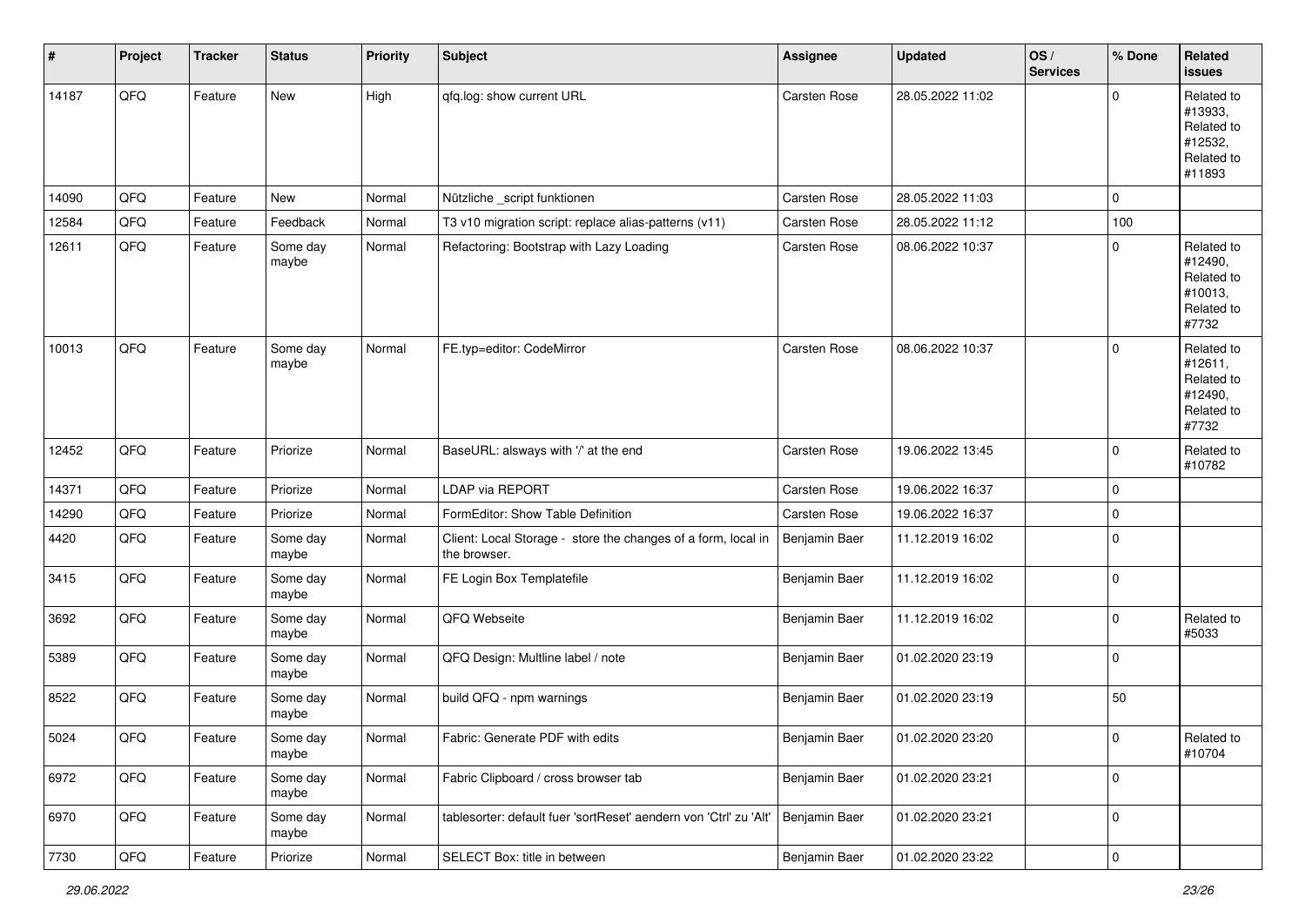| # | Project | Tracker | Status | Priority | Subject | Assignee | Updated | OS / Services | % Done | Related issues |
|---|---|---|---|---|---|---|---|---|---|---|
| 14187 | QFQ | Feature | New | High | qfq.log: show current URL | Carsten Rose | 28.05.2022 11:02 | | 0 | Related to #13933, Related to #12532, Related to #11893 |
| 14090 | QFQ | Feature | New | Normal | Nützliche _script funktionen | Carsten Rose | 28.05.2022 11:03 | | 0 | |
| 12584 | QFQ | Feature | Feedback | Normal | T3 v10 migration script: replace alias-patterns (v11) | Carsten Rose | 28.05.2022 11:12 | | 100 | |
| 12611 | QFQ | Feature | Some day maybe | Normal | Refactoring: Bootstrap with Lazy Loading | Carsten Rose | 08.06.2022 10:37 | | 0 | Related to #12490, Related to #10013, Related to #7732 |
| 10013 | QFQ | Feature | Some day maybe | Normal | FE.typ=editor: CodeMirror | Carsten Rose | 08.06.2022 10:37 | | 0 | Related to #12611, Related to #12490, Related to #7732 |
| 12452 | QFQ | Feature | Priorize | Normal | BaseURL: alsways with '/' at the end | Carsten Rose | 19.06.2022 13:45 | | 0 | Related to #10782 |
| 14371 | QFQ | Feature | Priorize | Normal | LDAP via REPORT | Carsten Rose | 19.06.2022 16:37 | | 0 | |
| 14290 | QFQ | Feature | Priorize | Normal | FormEditor: Show Table Definition | Carsten Rose | 19.06.2022 16:37 | | 0 | |
| 4420 | QFQ | Feature | Some day maybe | Normal | Client: Local Storage - store the changes of a form, local in the browser. | Benjamin Baer | 11.12.2019 16:02 | | 0 | |
| 3415 | QFQ | Feature | Some day maybe | Normal | FE Login Box Templatefile | Benjamin Baer | 11.12.2019 16:02 | | 0 | |
| 3692 | QFQ | Feature | Some day maybe | Normal | QFQ Webseite | Benjamin Baer | 11.12.2019 16:02 | | 0 | Related to #5033 |
| 5389 | QFQ | Feature | Some day maybe | Normal | QFQ Design: Multline label / note | Benjamin Baer | 01.02.2020 23:19 | | 0 | |
| 8522 | QFQ | Feature | Some day maybe | Normal | build QFQ - npm warnings | Benjamin Baer | 01.02.2020 23:19 | | 50 | |
| 5024 | QFQ | Feature | Some day maybe | Normal | Fabric: Generate PDF with edits | Benjamin Baer | 01.02.2020 23:20 | | 0 | Related to #10704 |
| 6972 | QFQ | Feature | Some day maybe | Normal | Fabric Clipboard / cross browser tab | Benjamin Baer | 01.02.2020 23:21 | | 0 | |
| 6970 | QFQ | Feature | Some day maybe | Normal | tablesorter: default fuer 'sortReset' aendern von 'Ctrl' zu 'Alt' | Benjamin Baer | 01.02.2020 23:21 | | 0 | |
| 7730 | QFQ | Feature | Priorize | Normal | SELECT Box: title in between | Benjamin Baer | 01.02.2020 23:22 | | 0 | |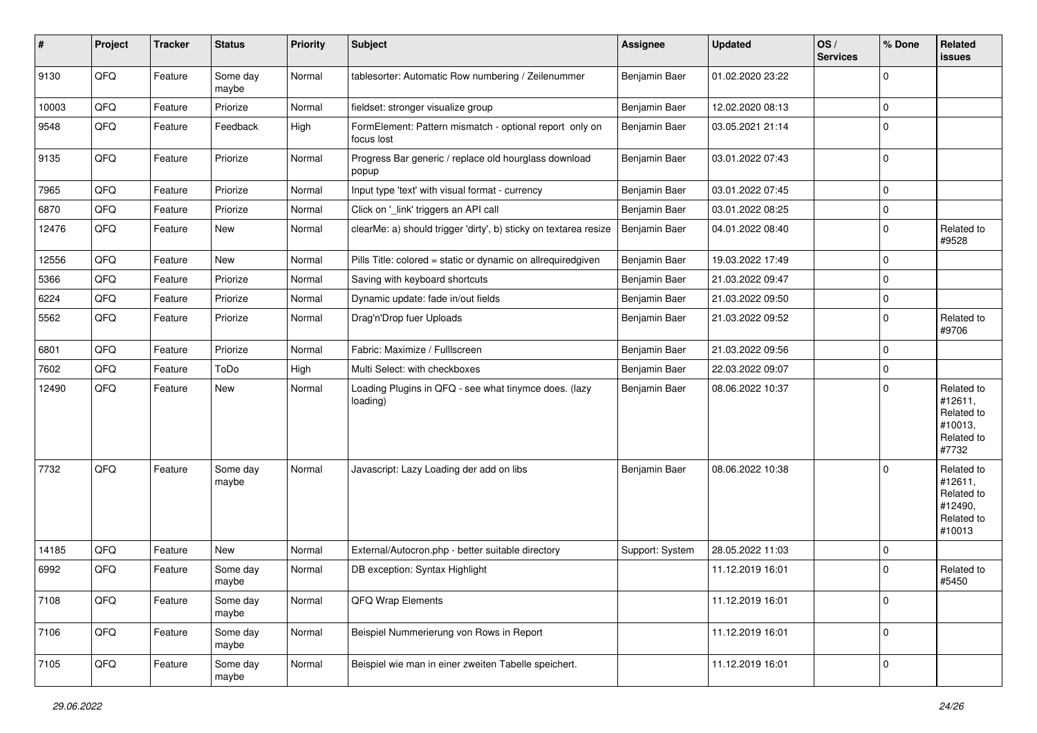| # | Project | Tracker | Status | Priority | Subject | Assignee | Updated | OS / Services | % Done | Related issues |
|---|---|---|---|---|---|---|---|---|---|---|
| 9130 | QFQ | Feature | Some day maybe | Normal | tablesorter: Automatic Row numbering / Zeilenummer | Benjamin Baer | 01.02.2020 23:22 | | 0 | |
| 10003 | QFQ | Feature | Priorize | Normal | fieldset: stronger visualize group | Benjamin Baer | 12.02.2020 08:13 | | 0 | |
| 9548 | QFQ | Feature | Feedback | High | FormElement: Pattern mismatch - optional report only on focus lost | Benjamin Baer | 03.05.2021 21:14 | | 0 | |
| 9135 | QFQ | Feature | Priorize | Normal | Progress Bar generic / replace old hourglass download popup | Benjamin Baer | 03.01.2022 07:43 | | 0 | |
| 7965 | QFQ | Feature | Priorize | Normal | Input type 'text' with visual format - currency | Benjamin Baer | 03.01.2022 07:45 | | 0 | |
| 6870 | QFQ | Feature | Priorize | Normal | Click on '_link' triggers an API call | Benjamin Baer | 03.01.2022 08:25 | | 0 | |
| 12476 | QFQ | Feature | New | Normal | clearMe: a) should trigger 'dirty', b) sticky on textarea resize | Benjamin Baer | 04.01.2022 08:40 | | 0 | Related to #9528 |
| 12556 | QFQ | Feature | New | Normal | Pills Title: colored = static or dynamic on allrequiredgiven | Benjamin Baer | 19.03.2022 17:49 | | 0 | |
| 5366 | QFQ | Feature | Priorize | Normal | Saving with keyboard shortcuts | Benjamin Baer | 21.03.2022 09:47 | | 0 | |
| 6224 | QFQ | Feature | Priorize | Normal | Dynamic update: fade in/out fields | Benjamin Baer | 21.03.2022 09:50 | | 0 | |
| 5562 | QFQ | Feature | Priorize | Normal | Drag'n'Drop fuer Uploads | Benjamin Baer | 21.03.2022 09:52 | | 0 | Related to #9706 |
| 6801 | QFQ | Feature | Priorize | Normal | Fabric: Maximize / FullIscreen | Benjamin Baer | 21.03.2022 09:56 | | 0 | |
| 7602 | QFQ | Feature | ToDo | High | Multi Select: with checkboxes | Benjamin Baer | 22.03.2022 09:07 | | 0 | |
| 12490 | QFQ | Feature | New | Normal | Loading Plugins in QFQ - see what tinymce does. (lazy loading) | Benjamin Baer | 08.06.2022 10:37 | | 0 | Related to #12611, Related to #10013, Related to #7732 |
| 7732 | QFQ | Feature | Some day maybe | Normal | Javascript: Lazy Loading der add on libs | Benjamin Baer | 08.06.2022 10:38 | | 0 | Related to #12611, Related to #12490, Related to #10013 |
| 14185 | QFQ | Feature | New | Normal | External/Autocron.php - better suitable directory | Support: System | 28.05.2022 11:03 | | 0 | |
| 6992 | QFQ | Feature | Some day maybe | Normal | DB exception: Syntax Highlight | | 11.12.2019 16:01 | | 0 | Related to #5450 |
| 7108 | QFQ | Feature | Some day maybe | Normal | QFQ Wrap Elements | | 11.12.2019 16:01 | | 0 | |
| 7106 | QFQ | Feature | Some day maybe | Normal | Beispiel Nummerierung von Rows in Report | | 11.12.2019 16:01 | | 0 | |
| 7105 | QFQ | Feature | Some day maybe | Normal | Beispiel wie man in einer zweiten Tabelle speichert. | | 11.12.2019 16:01 | | 0 | |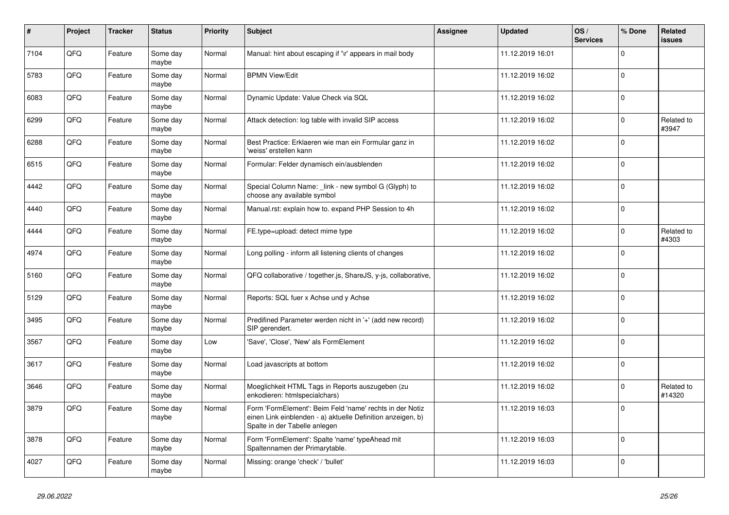| # | Project | Tracker | Status | Priority | Subject | Assignee | Updated | OS / Services | % Done | Related issues |
|---|---|---|---|---|---|---|---|---|---|---|
| 7104 | QFQ | Feature | Some day maybe | Normal | Manual: hint about escaping if '\r' appears in mail body | | 11.12.2019 16:01 | | 0 | |
| 5783 | QFQ | Feature | Some day maybe | Normal | BPMN View/Edit | | 11.12.2019 16:02 | | 0 | |
| 6083 | QFQ | Feature | Some day maybe | Normal | Dynamic Update: Value Check via SQL | | 11.12.2019 16:02 | | 0 | |
| 6299 | QFQ | Feature | Some day maybe | Normal | Attack detection: log table with invalid SIP access | | 11.12.2019 16:02 | | 0 | Related to #3947 |
| 6288 | QFQ | Feature | Some day maybe | Normal | Best Practice: Erklaeren wie man ein Formular ganz in 'weiss' erstellen kann | | 11.12.2019 16:02 | | 0 | |
| 6515 | QFQ | Feature | Some day maybe | Normal | Formular: Felder dynamisch ein/ausblenden | | 11.12.2019 16:02 | | 0 | |
| 4442 | QFQ | Feature | Some day maybe | Normal | Special Column Name: _link - new symbol G (Glyph) to choose any available symbol | | 11.12.2019 16:02 | | 0 | |
| 4440 | QFQ | Feature | Some day maybe | Normal | Manual.rst: explain how to. expand PHP Session to 4h | | 11.12.2019 16:02 | | 0 | |
| 4444 | QFQ | Feature | Some day maybe | Normal | FE.type=upload: detect mime type | | 11.12.2019 16:02 | | 0 | Related to #4303 |
| 4974 | QFQ | Feature | Some day maybe | Normal | Long polling - inform all listening clients of changes | | 11.12.2019 16:02 | | 0 | |
| 5160 | QFQ | Feature | Some day maybe | Normal | QFQ collaborative / together.js, ShareJS, y-js, collaborative, | | 11.12.2019 16:02 | | 0 | |
| 5129 | QFQ | Feature | Some day maybe | Normal | Reports: SQL fuer x Achse und y Achse | | 11.12.2019 16:02 | | 0 | |
| 3495 | QFQ | Feature | Some day maybe | Normal | Predifined Parameter werden nicht in '+' (add new record) SIP gerendert. | | 11.12.2019 16:02 | | 0 | |
| 3567 | QFQ | Feature | Some day maybe | Low | 'Save', 'Close', 'New' als FormElement | | 11.12.2019 16:02 | | 0 | |
| 3617 | QFQ | Feature | Some day maybe | Normal | Load javascripts at bottom | | 11.12.2019 16:02 | | 0 | |
| 3646 | QFQ | Feature | Some day maybe | Normal | Moeglichkeit HTML Tags in Reports auszugeben (zu enkodieren: htmlspecialchars) | | 11.12.2019 16:02 | | 0 | Related to #14320 |
| 3879 | QFQ | Feature | Some day maybe | Normal | Form 'FormElement': Beim Feld 'name' rechts in der Notiz einen Link einblenden - a) aktuelle Definition anzeigen, b) Spalte in der Tabelle anlegen | | 11.12.2019 16:03 | | 0 | |
| 3878 | QFQ | Feature | Some day maybe | Normal | Form 'FormElement': Spalte 'name' typeAhead mit Spaltennamen der Primarytable. | | 11.12.2019 16:03 | | 0 | |
| 4027 | QFQ | Feature | Some day maybe | Normal | Missing: orange 'check' / 'bullet' | | 11.12.2019 16:03 | | 0 | |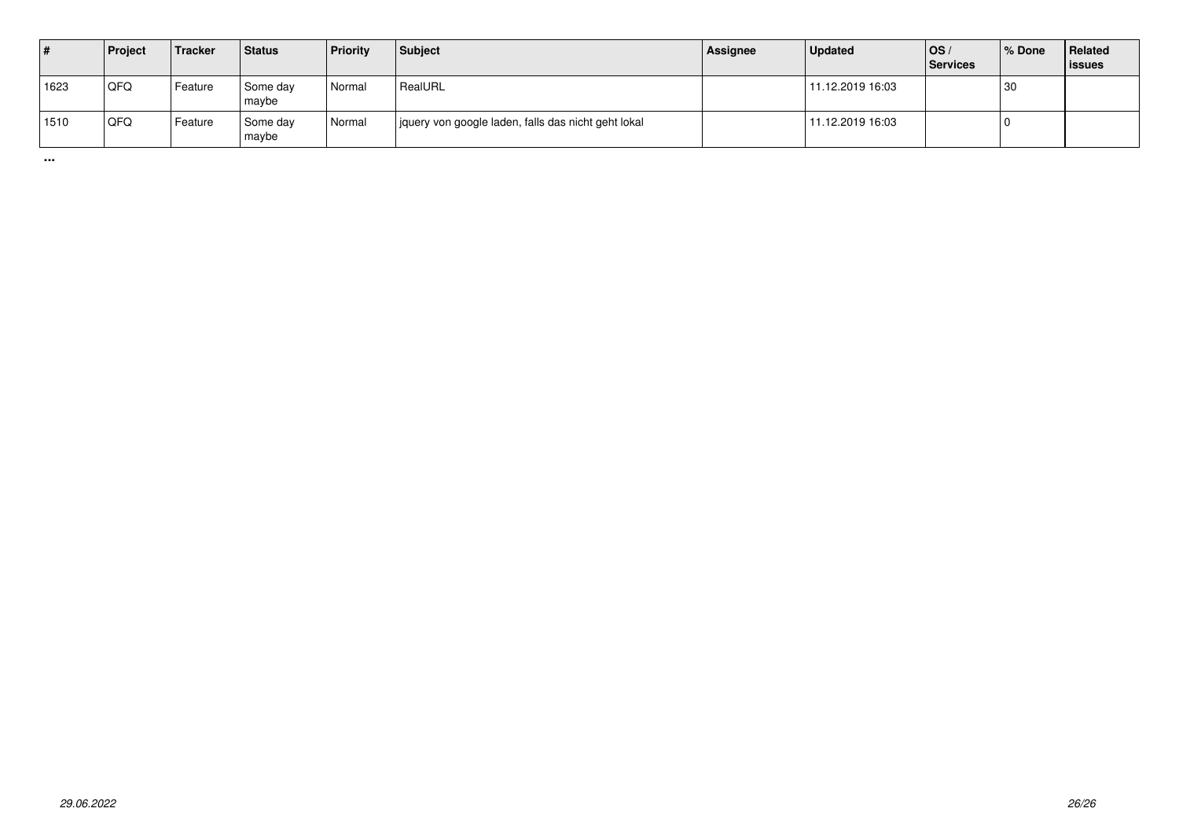| # | Project | Tracker | Status | Priority | Subject | Assignee | Updated | OS / Services | % Done | Related issues |
|---|---|---|---|---|---|---|---|---|---|---|
| 1623 | QFQ | Feature | Some day maybe | Normal | RealURL | | 11.12.2019 16:03 | | 30 | |
| 1510 | QFQ | Feature | Some day maybe | Normal | jquery von google laden, falls das nicht geht lokal | | 11.12.2019 16:03 | | 0 | |

...